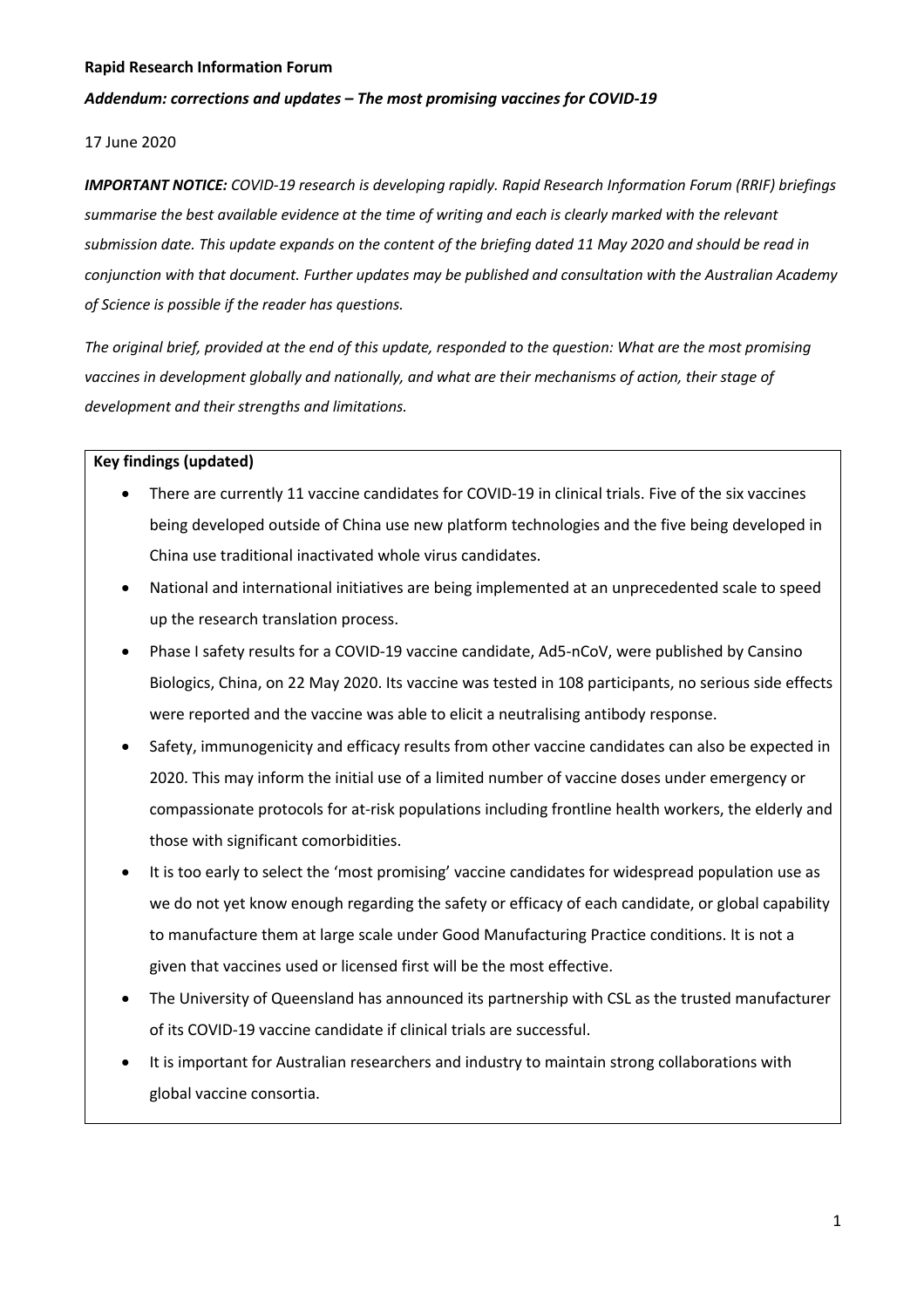**Rapid Research Information Forum**

***Addendum: corrections and updates – The most promising vaccines for COVID-19***

17 June 2020

***IMPORTANT NOTICE:*** *COVID-19 research is developing rapidly. Rapid Research Information Forum (RRIF) briefings summarise the best available evidence at the time of writing and each is clearly marked with the relevant submission date. This update expands on the content of the briefing dated 11 May 2020 and should be read in conjunction with that document. Further updates may be published and consultation with the Australian Academy of Science is possible if the reader has questions.*

*The original brief, provided at the end of this update, responded to the question: What are the most promising vaccines in development globally and nationally, and what are their mechanisms of action, their stage of development and their strengths and limitations.*

**Key findings (updated)**

- There are currently 11 vaccine candidates for COVID-19 in clinical trials. Five of the six vaccines being developed outside of China use new platform technologies and the five being developed in China use traditional inactivated whole virus candidates.
- National and international initiatives are being implemented at an unprecedented scale to speed up the research translation process.
- Phase I safety results for a COVID-19 vaccine candidate, Ad5-nCoV, were published by Cansino Biologics, China, on 22 May 2020. Its vaccine was tested in 108 participants, no serious side effects were reported and the vaccine was able to elicit a neutralising antibody response.
- Safety, immunogenicity and efficacy results from other vaccine candidates can also be expected in 2020. This may inform the initial use of a limited number of vaccine doses under emergency or compassionate protocols for at-risk populations including frontline health workers, the elderly and those with significant comorbidities.
- It is too early to select the 'most promising' vaccine candidates for widespread population use as we do not yet know enough regarding the safety or efficacy of each candidate, or global capability to manufacture them at large scale under Good Manufacturing Practice conditions. It is not a given that vaccines used or licensed first will be the most effective.
- The University of Queensland has announced its partnership with CSL as the trusted manufacturer of its COVID-19 vaccine candidate if clinical trials are successful.
- It is important for Australian researchers and industry to maintain strong collaborations with global vaccine consortia.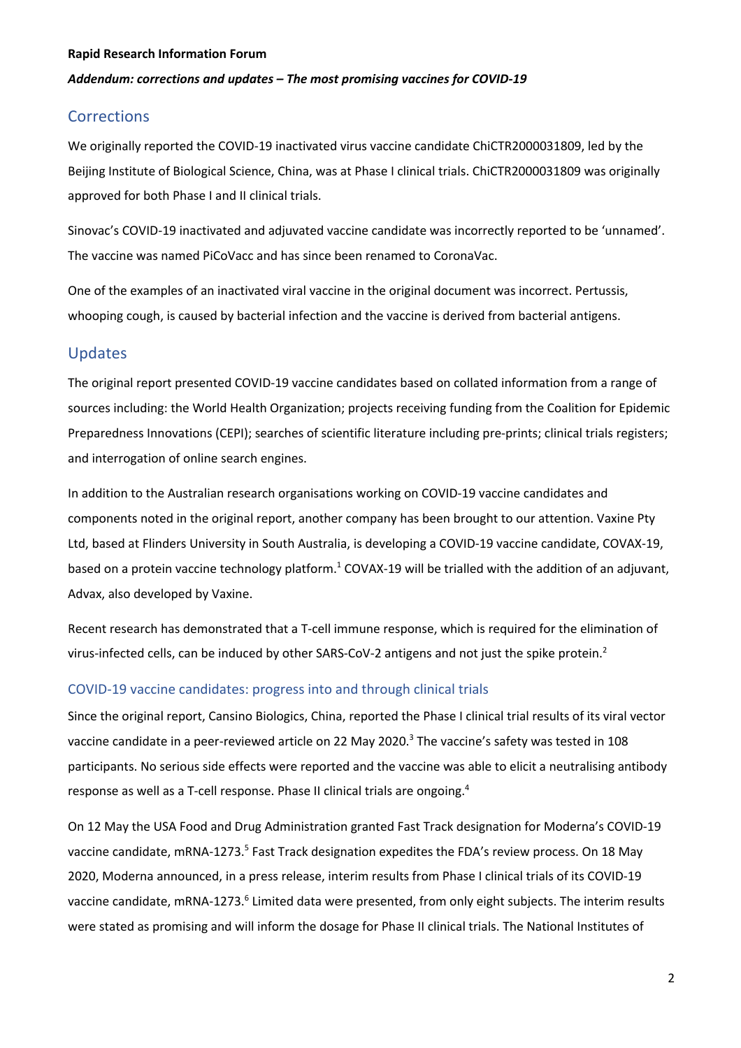**Rapid Research Information Forum**

***Addendum: corrections and updates – The most promising vaccines for COVID-19***

## Corrections

We originally reported the COVID-19 inactivated virus vaccine candidate ChiCTR2000031809, led by the Beijing Institute of Biological Science, China, was at Phase I clinical trials. ChiCTR2000031809 was originally approved for both Phase I and II clinical trials.

Sinovac's COVID-19 inactivated and adjuvated vaccine candidate was incorrectly reported to be 'unnamed'. The vaccine was named PiCoVacc and has since been renamed to CoronaVac.

One of the examples of an inactivated viral vaccine in the original document was incorrect. Pertussis, whooping cough, is caused by bacterial infection and the vaccine is derived from bacterial antigens.

## Updates

The original report presented COVID-19 vaccine candidates based on collated information from a range of sources including: the World Health Organization; projects receiving funding from the Coalition for Epidemic Preparedness Innovations (CEPI); searches of scientific literature including pre-prints; clinical trials registers; and interrogation of online search engines.

In addition to the Australian research organisations working on COVID-19 vaccine candidates and components noted in the original report, another company has been brought to our attention. Vaxine Pty Ltd, based at Flinders University in South Australia, is developing a COVID-19 vaccine candidate, COVAX-19, based on a protein vaccine technology platform.[1] COVAX-19 will be trialled with the addition of an adjuvant, Advax, also developed by Vaxine.

Recent research has demonstrated that a T-cell immune response, which is required for the elimination of virus-infected cells, can be induced by other SARS-CoV-2 antigens and not just the spike protein.[2]

### COVID-19 vaccine candidates: progress into and through clinical trials

Since the original report, Cansino Biologics, China, reported the Phase I clinical trial results of its viral vector vaccine candidate in a peer-reviewed article on 22 May 2020.[3] The vaccine's safety was tested in 108 participants. No serious side effects were reported and the vaccine was able to elicit a neutralising antibody response as well as a T-cell response. Phase II clinical trials are ongoing.[4]

On 12 May the USA Food and Drug Administration granted Fast Track designation for Moderna's COVID-19 vaccine candidate, mRNA-1273.[5] Fast Track designation expedites the FDA's review process. On 18 May 2020, Moderna announced, in a press release, interim results from Phase I clinical trials of its COVID-19 vaccine candidate, mRNA-1273.[6] Limited data were presented, from only eight subjects. The interim results were stated as promising and will inform the dosage for Phase II clinical trials. The National Institutes of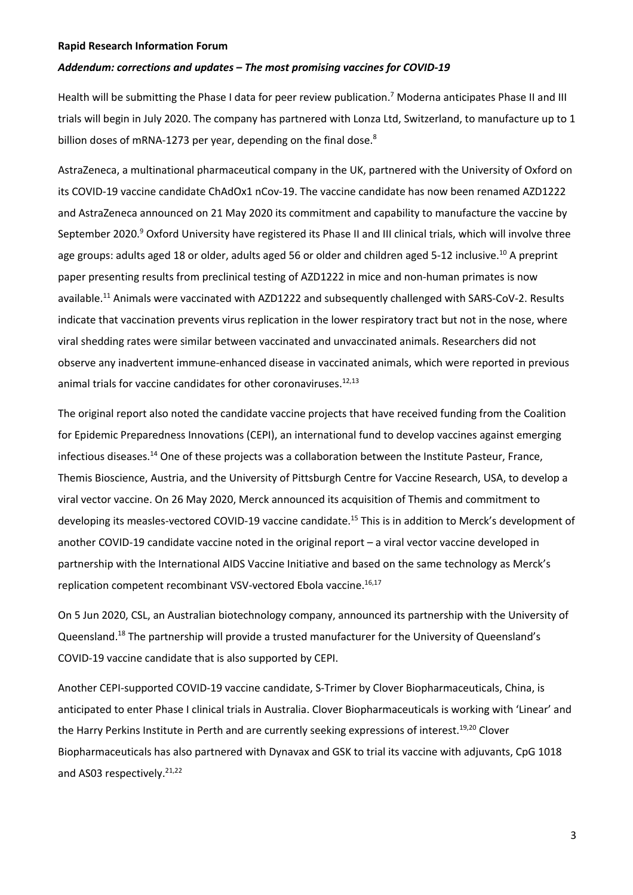Health will be submitting the Phase I data for peer review publication.[7] Moderna anticipates Phase II and III trials will begin in July 2020. The company has partnered with Lonza Ltd, Switzerland, to manufacture up to 1 billion doses of mRNA-1273 per year, depending on the final dose.[8]

AstraZeneca, a multinational pharmaceutical company in the UK, partnered with the University of Oxford on its COVID-19 vaccine candidate ChAdOx1 nCov-19. The vaccine candidate has now been renamed AZD1222 and AstraZeneca announced on 21 May 2020 its commitment and capability to manufacture the vaccine by September 2020.[9] Oxford University have registered its Phase II and III clinical trials, which will involve three age groups: adults aged 18 or older, adults aged 56 or older and children aged 5-12 inclusive.[10] A preprint paper presenting results from preclinical testing of AZD1222 in mice and non-human primates is now available.[11] Animals were vaccinated with AZD1222 and subsequently challenged with SARS-CoV-2. Results indicate that vaccination prevents virus replication in the lower respiratory tract but not in the nose, where viral shedding rates were similar between vaccinated and unvaccinated animals. Researchers did not observe any inadvertent immune-enhanced disease in vaccinated animals, which were reported in previous animal trials for vaccine candidates for other coronaviruses.[12,13]

The original report also noted the candidate vaccine projects that have received funding from the Coalition for Epidemic Preparedness Innovations (CEPI), an international fund to develop vaccines against emerging infectious diseases.[14] One of these projects was a collaboration between the Institute Pasteur, France, Themis Bioscience, Austria, and the University of Pittsburgh Centre for Vaccine Research, USA, to develop a viral vector vaccine. On 26 May 2020, Merck announced its acquisition of Themis and commitment to developing its measles-vectored COVID-19 vaccine candidate.[15] This is in addition to Merck's development of another COVID-19 candidate vaccine noted in the original report – a viral vector vaccine developed in partnership with the International AIDS Vaccine Initiative and based on the same technology as Merck's replication competent recombinant VSV-vectored Ebola vaccine.[16,17]

On 5 Jun 2020, CSL, an Australian biotechnology company, announced its partnership with the University of Queensland.[18] The partnership will provide a trusted manufacturer for the University of Queensland's COVID-19 vaccine candidate that is also supported by CEPI.

Another CEPI-supported COVID-19 vaccine candidate, S-Trimer by Clover Biopharmaceuticals, China, is anticipated to enter Phase I clinical trials in Australia. Clover Biopharmaceuticals is working with 'Linear' and the Harry Perkins Institute in Perth and are currently seeking expressions of interest.[19,20] Clover Biopharmaceuticals has also partnered with Dynavax and GSK to trial its vaccine with adjuvants, CpG 1018 and AS03 respectively.[21,22]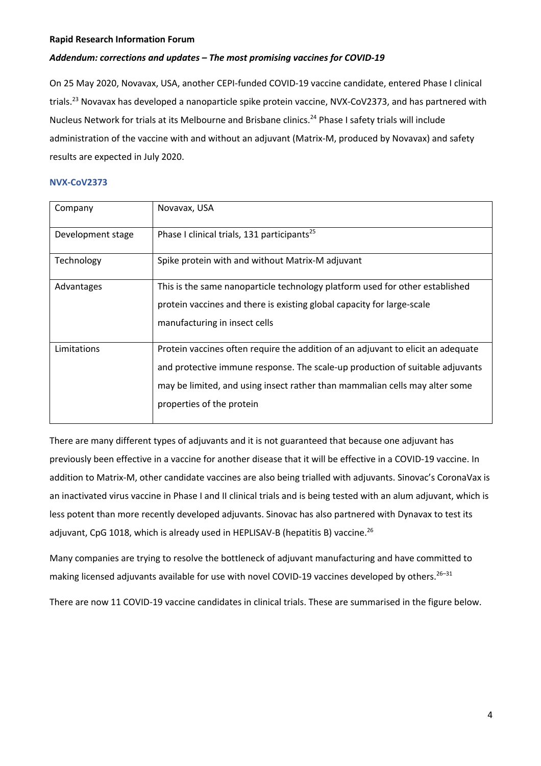**Rapid Research Information Forum**

***Addendum: corrections and updates – The most promising vaccines for COVID-19***

On 25 May 2020, Novavax, USA, another CEPI-funded COVID-19 vaccine candidate, entered Phase I clinical trials.[23] Novavax has developed a nanoparticle spike protein vaccine, NVX-CoV2373, and has partnered with Nucleus Network for trials at its Melbourne and Brisbane clinics.[24] Phase I safety trials will include administration of the vaccine with and without an adjuvant (Matrix-M, produced by Novavax) and safety results are expected in July 2020.

### NVX-CoV2373

| Company | Novavax, USA |
|---|---|
| Development stage | Phase I clinical trials, 131 participants[25] |
| Technology | Spike protein with and without Matrix-M adjuvant |
| Advantages | This is the same nanoparticle technology platform used for other established protein vaccines and there is existing global capacity for large-scale manufacturing in insect cells |
| Limitations | Protein vaccines often require the addition of an adjuvant to elicit an adequate and protective immune response. The scale-up production of suitable adjuvants may be limited, and using insect rather than mammalian cells may alter some properties of the protein |

There are many different types of adjuvants and it is not guaranteed that because one adjuvant has previously been effective in a vaccine for another disease that it will be effective in a COVID-19 vaccine. In addition to Matrix-M, other candidate vaccines are also being trialled with adjuvants. Sinovac's CoronaVax is an inactivated virus vaccine in Phase I and II clinical trials and is being tested with an alum adjuvant, which is less potent than more recently developed adjuvants. Sinovac has also partnered with Dynavax to test its adjuvant, CpG 1018, which is already used in HEPLISAV-B (hepatitis B) vaccine.[26]

Many companies are trying to resolve the bottleneck of adjuvant manufacturing and have committed to making licensed adjuvants available for use with novel COVID-19 vaccines developed by others.[26–31]

There are now 11 COVID-19 vaccine candidates in clinical trials. These are summarised in the figure below.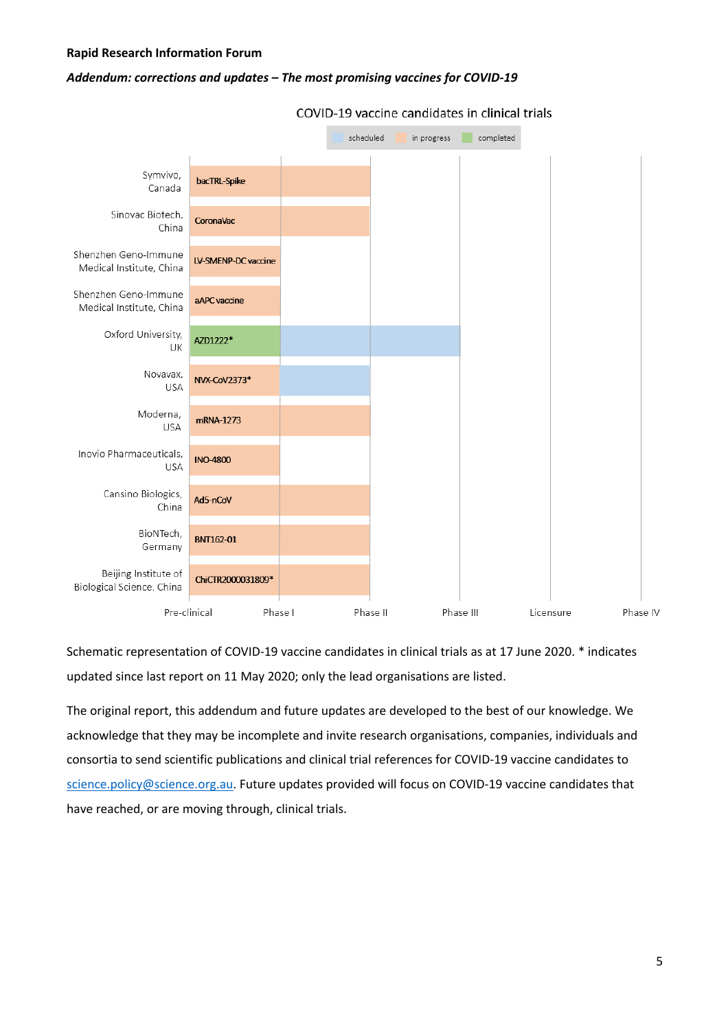**Rapid Research Information Forum**

***Addendum: corrections and updates – The most promising vaccines for COVID-19***

**COVID-19 vaccine candidates in clinical trials**

Legend: scheduled | in progress | completed

| Lead organisation | Vaccine candidate | Pre-clinical → Phase I | Phase I → Phase II | Phase II → Phase III |
|---|---|---|---|---|
| Symvivo, Canada | bacTRL-Spike | in progress | in progress | |
| Sinovac Biotech, China | CoronaVac | in progress | in progress | |
| Shenzhen Geno-Immune Medical Institute, China | LV-SMENP-DC vaccine | in progress | | |
| Shenzhen Geno-Immune Medical Institute, China | aAPC vaccine | in progress | | |
| Oxford University, UK | AZD1222* | completed | scheduled | scheduled |
| Novavax, USA | NVX-CoV2373* | in progress | scheduled | |
| Moderna, USA | mRNA-1273 | in progress | in progress | |
| Inovio Pharmaceuticals, USA | INO-4800 | in progress | | |
| Cansino Biologics, China | Ad5-nCoV | in progress | in progress | |
| BioNTech, Germany | BNT162-01 | in progress | in progress | |
| Beijing Institute of Biological Science, China | ChiCTR2000031809* | in progress | in progress | |

Stages shown on axis: Pre-clinical, Phase I, Phase II, Phase III, Licensure, Phase IV

Schematic representation of COVID-19 vaccine candidates in clinical trials as at 17 June 2020. * indicates updated since last report on 11 May 2020; only the lead organisations are listed.

The original report, this addendum and future updates are developed to the best of our knowledge. We acknowledge that they may be incomplete and invite research organisations, companies, individuals and consortia to send scientific publications and clinical trial references for COVID-19 vaccine candidates to science.policy@science.org.au. Future updates provided will focus on COVID-19 vaccine candidates that have reached, or are moving through, clinical trials.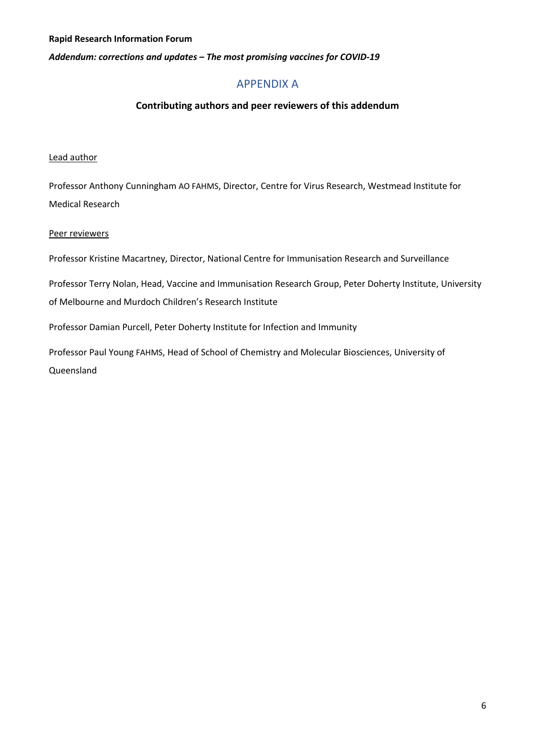# APPENDIX A

## Contributing authors and peer reviewers of this addendum

Lead author

Professor Anthony Cunningham AO FAHMS, Director, Centre for Virus Research, Westmead Institute for Medical Research

Peer reviewers

Professor Kristine Macartney, Director, National Centre for Immunisation Research and Surveillance

Professor Terry Nolan, Head, Vaccine and Immunisation Research Group, Peter Doherty Institute, University of Melbourne and Murdoch Children's Research Institute

Professor Damian Purcell, Peter Doherty Institute for Infection and Immunity

Professor Paul Young FAHMS, Head of School of Chemistry and Molecular Biosciences, University of Queensland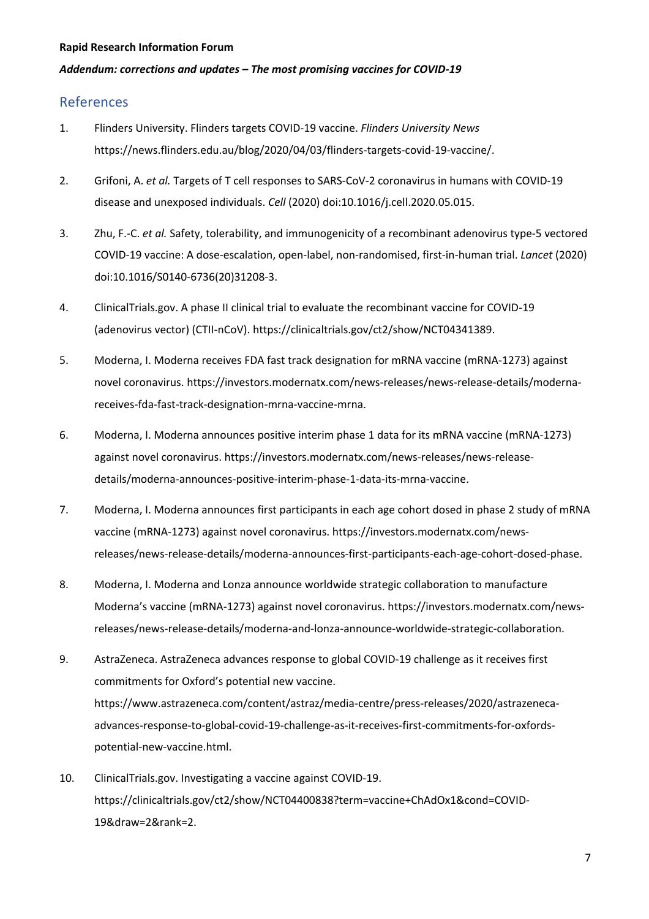## References

1. Flinders University. Flinders targets COVID-19 vaccine. *Flinders University News* https://news.flinders.edu.au/blog/2020/04/03/flinders-targets-covid-19-vaccine/.
2. Grifoni, A. *et al.* Targets of T cell responses to SARS-CoV-2 coronavirus in humans with COVID-19 disease and unexposed individuals. *Cell* (2020) doi:10.1016/j.cell.2020.05.015.
3. Zhu, F.-C. *et al.* Safety, tolerability, and immunogenicity of a recombinant adenovirus type-5 vectored COVID-19 vaccine: A dose-escalation, open-label, non-randomised, first-in-human trial. *Lancet* (2020) doi:10.1016/S0140-6736(20)31208-3.
4. ClinicalTrials.gov. A phase II clinical trial to evaluate the recombinant vaccine for COVID-19 (adenovirus vector) (CTII-nCoV). https://clinicaltrials.gov/ct2/show/NCT04341389.
5. Moderna, I. Moderna receives FDA fast track designation for mRNA vaccine (mRNA-1273) against novel coronavirus. https://investors.modernatx.com/news-releases/news-release-details/moderna-receives-fda-fast-track-designation-mrna-vaccine-mrna.
6. Moderna, I. Moderna announces positive interim phase 1 data for its mRNA vaccine (mRNA-1273) against novel coronavirus. https://investors.modernatx.com/news-releases/news-release-details/moderna-announces-positive-interim-phase-1-data-its-mrna-vaccine.
7. Moderna, I. Moderna announces first participants in each age cohort dosed in phase 2 study of mRNA vaccine (mRNA-1273) against novel coronavirus. https://investors.modernatx.com/news-releases/news-release-details/moderna-announces-first-participants-each-age-cohort-dosed-phase.
8. Moderna, I. Moderna and Lonza announce worldwide strategic collaboration to manufacture Moderna's vaccine (mRNA-1273) against novel coronavirus. https://investors.modernatx.com/news-releases/news-release-details/moderna-and-lonza-announce-worldwide-strategic-collaboration.
9. AstraZeneca. AstraZeneca advances response to global COVID-19 challenge as it receives first commitments for Oxford's potential new vaccine. https://www.astrazeneca.com/content/astraz/media-centre/press-releases/2020/astrazeneca-advances-response-to-global-covid-19-challenge-as-it-receives-first-commitments-for-oxfords-potential-new-vaccine.html.
10. ClinicalTrials.gov. Investigating a vaccine against COVID-19. https://clinicaltrials.gov/ct2/show/NCT04400838?term=vaccine+ChAdOx1&cond=COVID-19&draw=2&rank=2.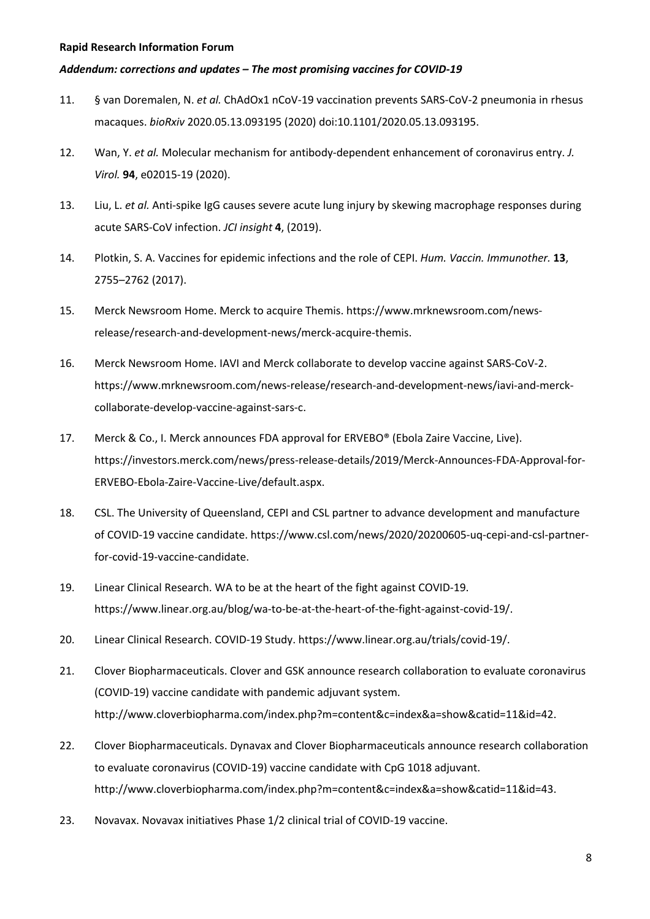11. § van Doremalen, N. *et al.* ChAdOx1 nCoV-19 vaccination prevents SARS-CoV-2 pneumonia in rhesus macaques. *bioRxiv* 2020.05.13.093195 (2020) doi:10.1101/2020.05.13.093195.

12. Wan, Y. *et al.* Molecular mechanism for antibody-dependent enhancement of coronavirus entry. *J. Virol.* **94**, e02015-19 (2020).

13. Liu, L. *et al.* Anti-spike IgG causes severe acute lung injury by skewing macrophage responses during acute SARS-CoV infection. *JCI insight* **4**, (2019).

14. Plotkin, S. A. Vaccines for epidemic infections and the role of CEPI. *Hum. Vaccin. Immunother.* **13**, 2755–2762 (2017).

15. Merck Newsroom Home. Merck to acquire Themis. https://www.mrknewsroom.com/news-release/research-and-development-news/merck-acquire-themis.

16. Merck Newsroom Home. IAVI and Merck collaborate to develop vaccine against SARS-CoV-2. https://www.mrknewsroom.com/news-release/research-and-development-news/iavi-and-merck-collaborate-develop-vaccine-against-sars-c.

17. Merck & Co., I. Merck announces FDA approval for ERVEBO® (Ebola Zaire Vaccine, Live). https://investors.merck.com/news/press-release-details/2019/Merck-Announces-FDA-Approval-for-ERVEBO-Ebola-Zaire-Vaccine-Live/default.aspx.

18. CSL. The University of Queensland, CEPI and CSL partner to advance development and manufacture of COVID-19 vaccine candidate. https://www.csl.com/news/2020/20200605-uq-cepi-and-csl-partner-for-covid-19-vaccine-candidate.

19. Linear Clinical Research. WA to be at the heart of the fight against COVID-19. https://www.linear.org.au/blog/wa-to-be-at-the-heart-of-the-fight-against-covid-19/.

20. Linear Clinical Research. COVID-19 Study. https://www.linear.org.au/trials/covid-19/.

21. Clover Biopharmaceuticals. Clover and GSK announce research collaboration to evaluate coronavirus (COVID-19) vaccine candidate with pandemic adjuvant system. http://www.cloverbiopharma.com/index.php?m=content&c=index&a=show&catid=11&id=42.

22. Clover Biopharmaceuticals. Dynavax and Clover Biopharmaceuticals announce research collaboration to evaluate coronavirus (COVID-19) vaccine candidate with CpG 1018 adjuvant. http://www.cloverbiopharma.com/index.php?m=content&c=index&a=show&catid=11&id=43.

23. Novavax. Novavax initiatives Phase 1/2 clinical trial of COVID-19 vaccine.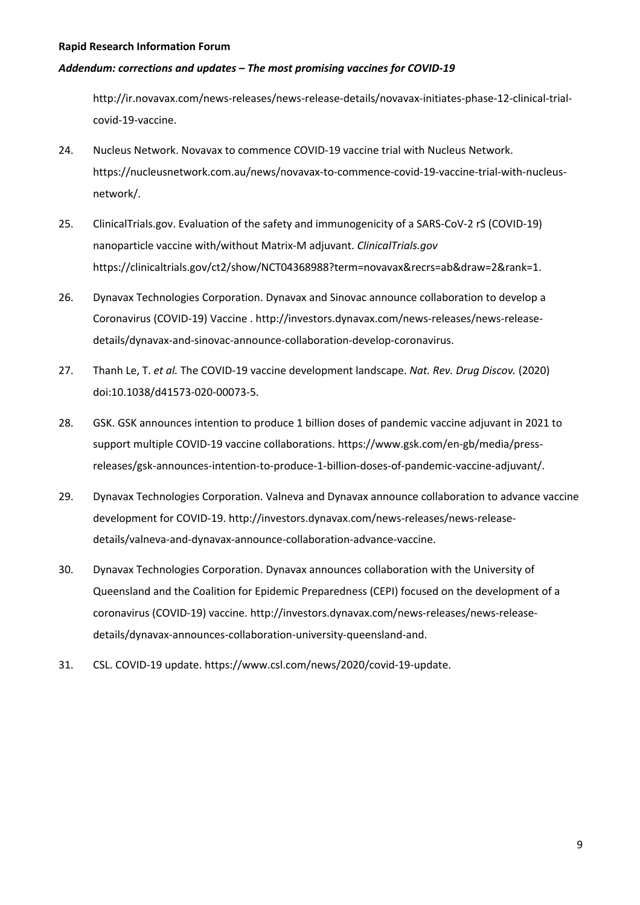http://ir.novavax.com/news-releases/news-release-details/novavax-initiates-phase-12-clinical-trial-covid-19-vaccine.

24. Nucleus Network. Novavax to commence COVID-19 vaccine trial with Nucleus Network. https://nucleusnetwork.com.au/news/novavax-to-commence-covid-19-vaccine-trial-with-nucleus-network/.

25. ClinicalTrials.gov. Evaluation of the safety and immunogenicity of a SARS-CoV-2 rS (COVID-19) nanoparticle vaccine with/without Matrix-M adjuvant. *ClinicalTrials.gov* https://clinicaltrials.gov/ct2/show/NCT04368988?term=novavax&recrs=ab&draw=2&rank=1.

26. Dynavax Technologies Corporation. Dynavax and Sinovac announce collaboration to develop a Coronavirus (COVID-19) Vaccine . http://investors.dynavax.com/news-releases/news-release-details/dynavax-and-sinovac-announce-collaboration-develop-coronavirus.

27. Thanh Le, T. *et al.* The COVID-19 vaccine development landscape. *Nat. Rev. Drug Discov.* (2020) doi:10.1038/d41573-020-00073-5.

28. GSK. GSK announces intention to produce 1 billion doses of pandemic vaccine adjuvant in 2021 to support multiple COVID-19 vaccine collaborations. https://www.gsk.com/en-gb/media/press-releases/gsk-announces-intention-to-produce-1-billion-doses-of-pandemic-vaccine-adjuvant/.

29. Dynavax Technologies Corporation. Valneva and Dynavax announce collaboration to advance vaccine development for COVID-19. http://investors.dynavax.com/news-releases/news-release-details/valneva-and-dynavax-announce-collaboration-advance-vaccine.

30. Dynavax Technologies Corporation. Dynavax announces collaboration with the University of Queensland and the Coalition for Epidemic Preparedness (CEPI) focused on the development of a coronavirus (COVID-19) vaccine. http://investors.dynavax.com/news-releases/news-release-details/dynavax-announces-collaboration-university-queensland-and.

31. CSL. COVID-19 update. https://www.csl.com/news/2020/covid-19-update.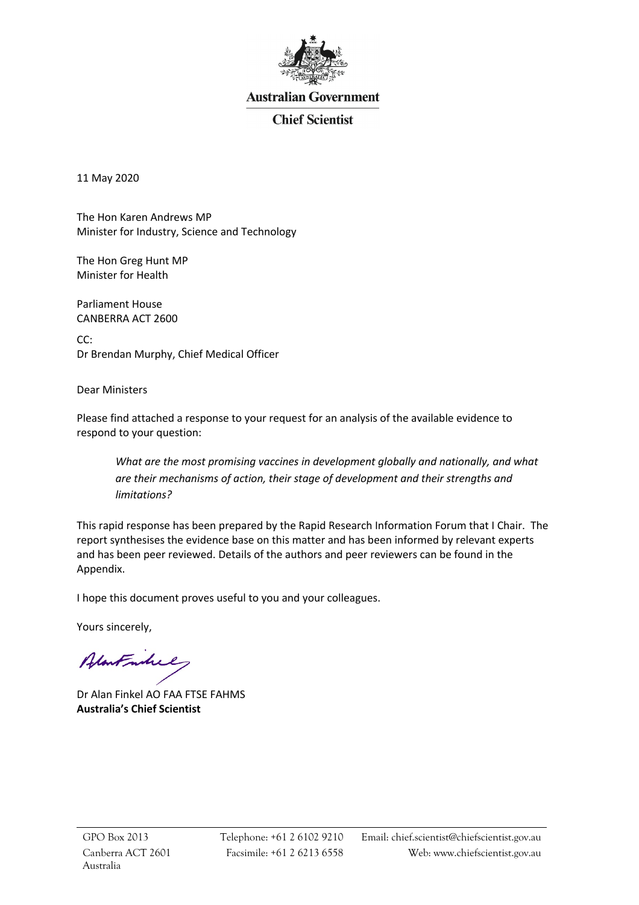**Australian Government**

**Chief Scientist**

11 May 2020

The Hon Karen Andrews MP
Minister for Industry, Science and Technology

The Hon Greg Hunt MP
Minister for Health

Parliament House
CANBERRA ACT 2600

CC:
Dr Brendan Murphy, Chief Medical Officer

Dear Ministers

Please find attached a response to your request for an analysis of the available evidence to respond to your question:

> *What are the most promising vaccines in development globally and nationally, and what are their mechanisms of action, their stage of development and their strengths and limitations?*

This rapid response has been prepared by the Rapid Research Information Forum that I Chair. The report synthesises the evidence base on this matter and has been informed by relevant experts and has been peer reviewed. Details of the authors and peer reviewers can be found in the Appendix.

I hope this document proves useful to you and your colleagues.

Yours sincerely,

Dr Alan Finkel AO FAA FTSE FAHMS
**Australia's Chief Scientist**

GPO Box 2013
Canberra ACT 2601
Australia

Telephone: +61 2 6102 9210
Facsimile: +61 2 6213 6558

Email: chief.scientist@chiefscientist.gov.au
Web: www.chiefscientist.gov.au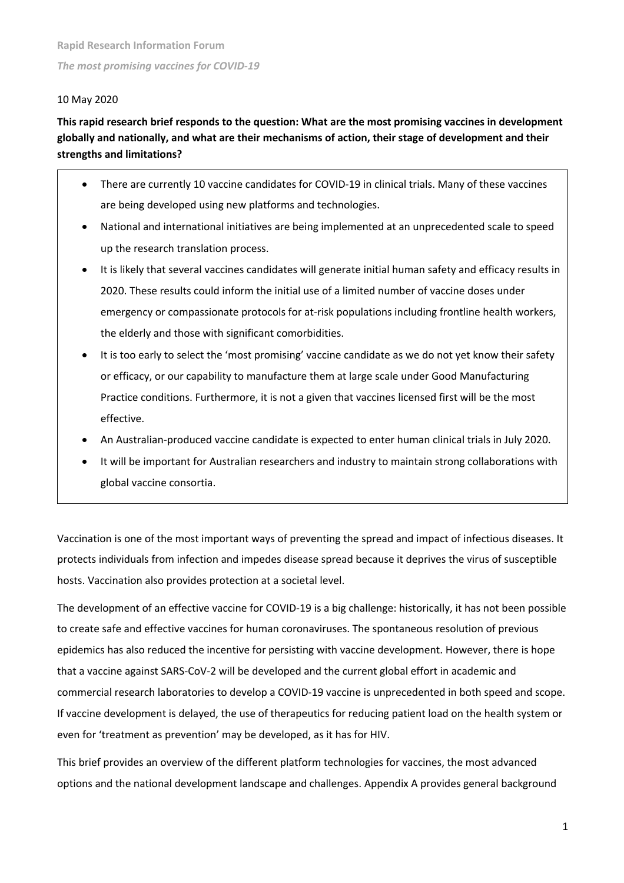**Rapid Research Information Forum**

***The most promising vaccines for COVID-19***

10 May 2020

**This rapid research brief responds to the question: What are the most promising vaccines in development globally and nationally, and what are their mechanisms of action, their stage of development and their strengths and limitations?**

- There are currently 10 vaccine candidates for COVID-19 in clinical trials. Many of these vaccines are being developed using new platforms and technologies.
- National and international initiatives are being implemented at an unprecedented scale to speed up the research translation process.
- It is likely that several vaccines candidates will generate initial human safety and efficacy results in 2020. These results could inform the initial use of a limited number of vaccine doses under emergency or compassionate protocols for at-risk populations including frontline health workers, the elderly and those with significant comorbidities.
- It is too early to select the 'most promising' vaccine candidate as we do not yet know their safety or efficacy, or our capability to manufacture them at large scale under Good Manufacturing Practice conditions. Furthermore, it is not a given that vaccines licensed first will be the most effective.
- An Australian-produced vaccine candidate is expected to enter human clinical trials in July 2020.
- It will be important for Australian researchers and industry to maintain strong collaborations with global vaccine consortia.

Vaccination is one of the most important ways of preventing the spread and impact of infectious diseases. It protects individuals from infection and impedes disease spread because it deprives the virus of susceptible hosts. Vaccination also provides protection at a societal level.

The development of an effective vaccine for COVID-19 is a big challenge: historically, it has not been possible to create safe and effective vaccines for human coronaviruses. The spontaneous resolution of previous epidemics has also reduced the incentive for persisting with vaccine development. However, there is hope that a vaccine against SARS-CoV-2 will be developed and the current global effort in academic and commercial research laboratories to develop a COVID-19 vaccine is unprecedented in both speed and scope. If vaccine development is delayed, the use of therapeutics for reducing patient load on the health system or even for 'treatment as prevention' may be developed, as it has for HIV.

This brief provides an overview of the different platform technologies for vaccines, the most advanced options and the national development landscape and challenges. Appendix A provides general background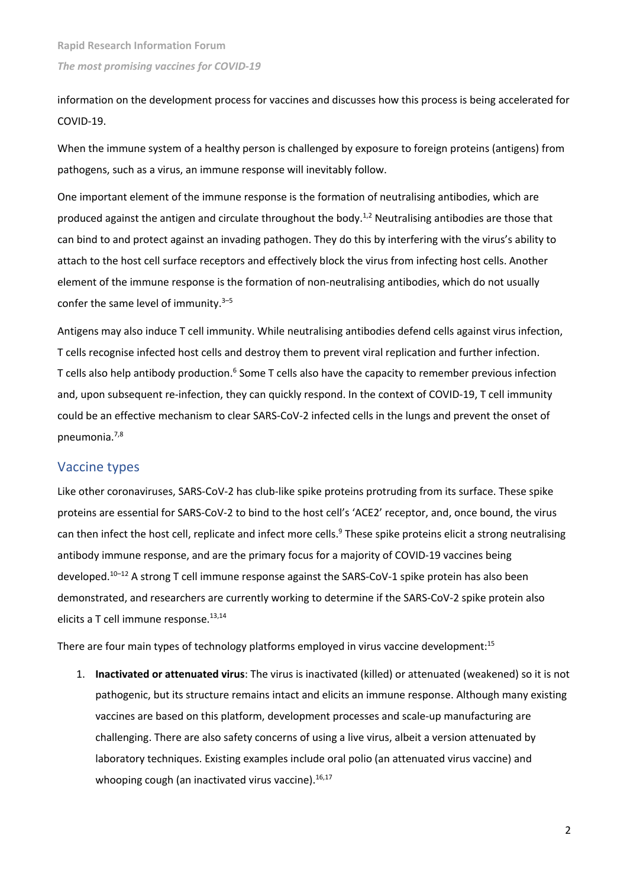information on the development process for vaccines and discusses how this process is being accelerated for COVID-19.

When the immune system of a healthy person is challenged by exposure to foreign proteins (antigens) from pathogens, such as a virus, an immune response will inevitably follow.

One important element of the immune response is the formation of neutralising antibodies, which are produced against the antigen and circulate throughout the body.[1,2] Neutralising antibodies are those that can bind to and protect against an invading pathogen. They do this by interfering with the virus's ability to attach to the host cell surface receptors and effectively block the virus from infecting host cells. Another element of the immune response is the formation of non-neutralising antibodies, which do not usually confer the same level of immunity.[3–5]

Antigens may also induce T cell immunity. While neutralising antibodies defend cells against virus infection, T cells recognise infected host cells and destroy them to prevent viral replication and further infection. T cells also help antibody production.[6] Some T cells also have the capacity to remember previous infection and, upon subsequent re-infection, they can quickly respond. In the context of COVID-19, T cell immunity could be an effective mechanism to clear SARS-CoV-2 infected cells in the lungs and prevent the onset of pneumonia.[7,8]

## Vaccine types

Like other coronaviruses, SARS-CoV-2 has club-like spike proteins protruding from its surface. These spike proteins are essential for SARS-CoV-2 to bind to the host cell's 'ACE2' receptor, and, once bound, the virus can then infect the host cell, replicate and infect more cells.[9] These spike proteins elicit a strong neutralising antibody immune response, and are the primary focus for a majority of COVID-19 vaccines being developed.[10–12] A strong T cell immune response against the SARS-CoV-1 spike protein has also been demonstrated, and researchers are currently working to determine if the SARS-CoV-2 spike protein also elicits a T cell immune response.[13,14]

There are four main types of technology platforms employed in virus vaccine development:[15]

1. **Inactivated or attenuated virus**: The virus is inactivated (killed) or attenuated (weakened) so it is not pathogenic, but its structure remains intact and elicits an immune response. Although many existing vaccines are based on this platform, development processes and scale-up manufacturing are challenging. There are also safety concerns of using a live virus, albeit a version attenuated by laboratory techniques. Existing examples include oral polio (an attenuated virus vaccine) and whooping cough (an inactivated virus vaccine).[16,17]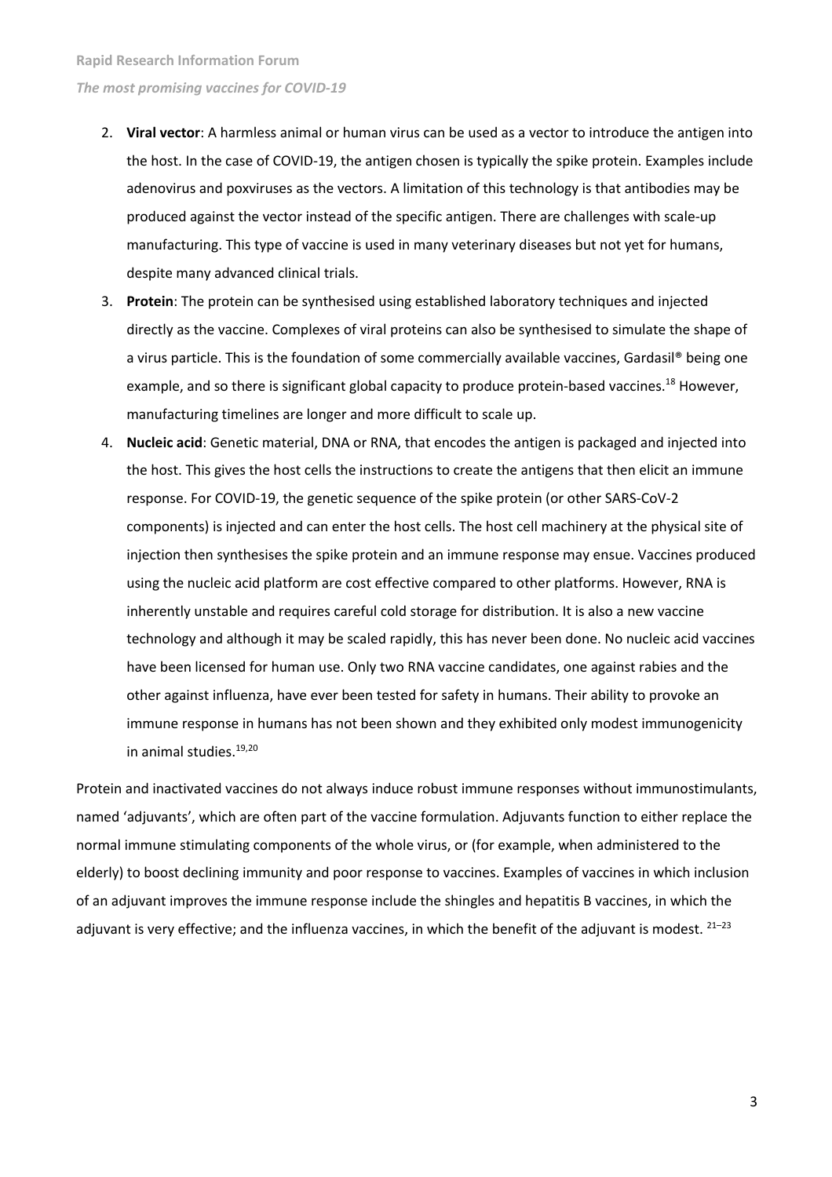2. **Viral vector**: A harmless animal or human virus can be used as a vector to introduce the antigen into the host. In the case of COVID-19, the antigen chosen is typically the spike protein. Examples include adenovirus and poxviruses as the vectors. A limitation of this technology is that antibodies may be produced against the vector instead of the specific antigen. There are challenges with scale-up manufacturing. This type of vaccine is used in many veterinary diseases but not yet for humans, despite many advanced clinical trials.
3. **Protein**: The protein can be synthesised using established laboratory techniques and injected directly as the vaccine. Complexes of viral proteins can also be synthesised to simulate the shape of a virus particle. This is the foundation of some commercially available vaccines, Gardasil® being one example, and so there is significant global capacity to produce protein-based vaccines.[18] However, manufacturing timelines are longer and more difficult to scale up.
4. **Nucleic acid**: Genetic material, DNA or RNA, that encodes the antigen is packaged and injected into the host. This gives the host cells the instructions to create the antigens that then elicit an immune response. For COVID-19, the genetic sequence of the spike protein (or other SARS-CoV-2 components) is injected and can enter the host cells. The host cell machinery at the physical site of injection then synthesises the spike protein and an immune response may ensue. Vaccines produced using the nucleic acid platform are cost effective compared to other platforms. However, RNA is inherently unstable and requires careful cold storage for distribution. It is also a new vaccine technology and although it may be scaled rapidly, this has never been done. No nucleic acid vaccines have been licensed for human use. Only two RNA vaccine candidates, one against rabies and the other against influenza, have ever been tested for safety in humans. Their ability to provoke an immune response in humans has not been shown and they exhibited only modest immunogenicity in animal studies.[19,20]

Protein and inactivated vaccines do not always induce robust immune responses without immunostimulants, named 'adjuvants', which are often part of the vaccine formulation. Adjuvants function to either replace the normal immune stimulating components of the whole virus, or (for example, when administered to the elderly) to boost declining immunity and poor response to vaccines. Examples of vaccines in which inclusion of an adjuvant improves the immune response include the shingles and hepatitis B vaccines, in which the adjuvant is very effective; and the influenza vaccines, in which the benefit of the adjuvant is modest.[21–23]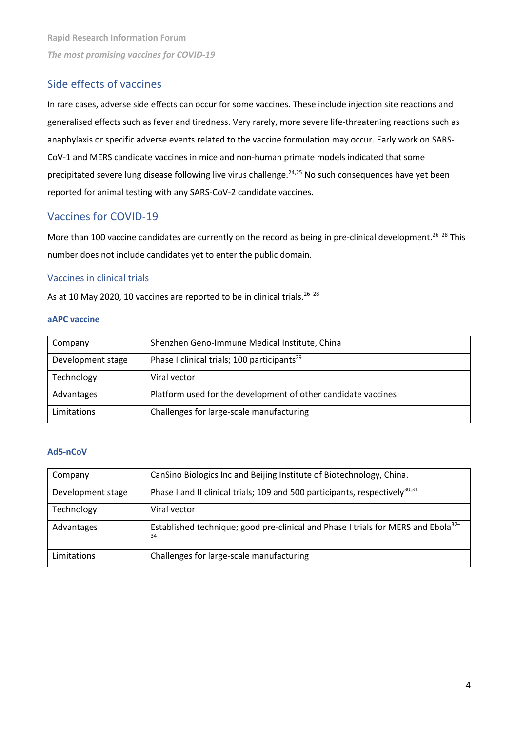## Side effects of vaccines

In rare cases, adverse side effects can occur for some vaccines. These include injection site reactions and generalised effects such as fever and tiredness. Very rarely, more severe life-threatening reactions such as anaphylaxis or specific adverse events related to the vaccine formulation may occur. Early work on SARS-CoV-1 and MERS candidate vaccines in mice and non-human primate models indicated that some precipitated severe lung disease following live virus challenge.[24,25] No such consequences have yet been reported for animal testing with any SARS-CoV-2 candidate vaccines.

## Vaccines for COVID-19

More than 100 vaccine candidates are currently on the record as being in pre-clinical development.[26–28] This number does not include candidates yet to enter the public domain.

### Vaccines in clinical trials

As at 10 May 2020, 10 vaccines are reported to be in clinical trials.[26–28]

#### aAPC vaccine

| Company | Shenzhen Geno-Immune Medical Institute, China |
|---|---|
| Development stage | Phase I clinical trials; 100 participants[29] |
| Technology | Viral vector |
| Advantages | Platform used for the development of other candidate vaccines |
| Limitations | Challenges for large-scale manufacturing |

#### Ad5-nCoV

| Company | CanSino Biologics Inc and Beijing Institute of Biotechnology, China. |
|---|---|
| Development stage | Phase I and II clinical trials; 109 and 500 participants, respectively[30,31] |
| Technology | Viral vector |
| Advantages | Established technique; good pre-clinical and Phase I trials for MERS and Ebola[32–34] |
| Limitations | Challenges for large-scale manufacturing |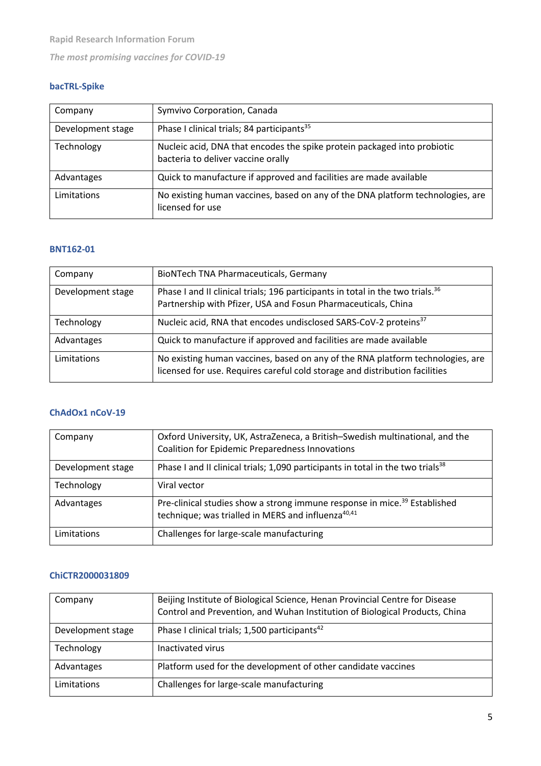### bacTRL-Spike

| Company | Symvivo Corporation, Canada |
|---|---|
| Development stage | Phase I clinical trials; 84 participants[35] |
| Technology | Nucleic acid, DNA that encodes the spike protein packaged into probiotic bacteria to deliver vaccine orally |
| Advantages | Quick to manufacture if approved and facilities are made available |
| Limitations | No existing human vaccines, based on any of the DNA platform technologies, are licensed for use |

### BNT162-01

| Company | BioNTech TNA Pharmaceuticals, Germany |
|---|---|
| Development stage | Phase I and II clinical trials; 196 participants in total in the two trials.[36] Partnership with Pfizer, USA and Fosun Pharmaceuticals, China |
| Technology | Nucleic acid, RNA that encodes undisclosed SARS-CoV-2 proteins[37] |
| Advantages | Quick to manufacture if approved and facilities are made available |
| Limitations | No existing human vaccines, based on any of the RNA platform technologies, are licensed for use. Requires careful cold storage and distribution facilities |

### ChAdOx1 nCoV-19

| Company | Oxford University, UK, AstraZeneca, a British–Swedish multinational, and the Coalition for Epidemic Preparedness Innovations |
|---|---|
| Development stage | Phase I and II clinical trials; 1,090 participants in total in the two trials[38] |
| Technology | Viral vector |
| Advantages | Pre-clinical studies show a strong immune response in mice.[39] Established technique; was trialled in MERS and influenza[40,41] |
| Limitations | Challenges for large-scale manufacturing |

### ChiCTR2000031809

| Company | Beijing Institute of Biological Science, Henan Provincial Centre for Disease Control and Prevention, and Wuhan Institution of Biological Products, China |
|---|---|
| Development stage | Phase I clinical trials; 1,500 participants[42] |
| Technology | Inactivated virus |
| Advantages | Platform used for the development of other candidate vaccines |
| Limitations | Challenges for large-scale manufacturing |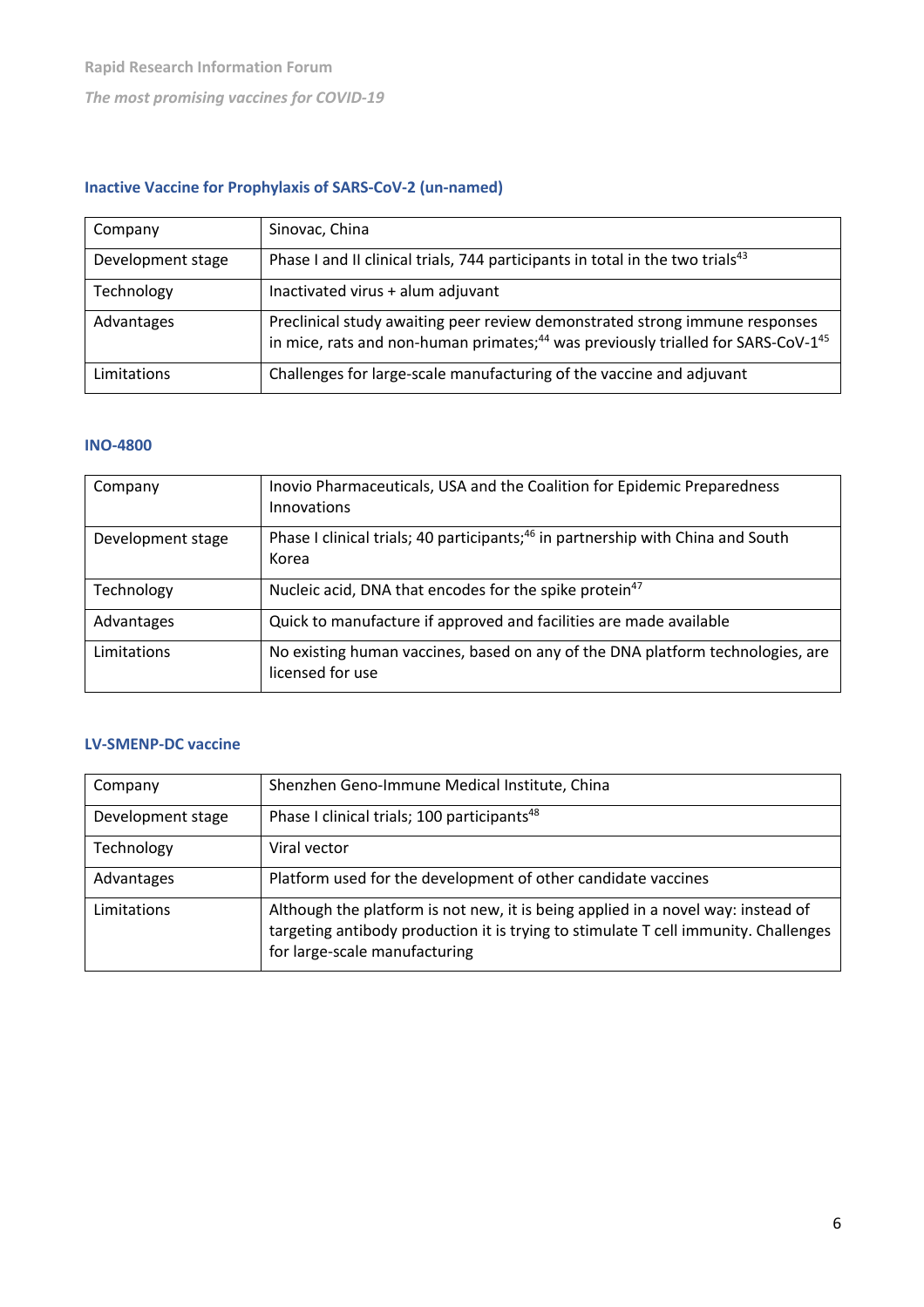### Inactive Vaccine for Prophylaxis of SARS-CoV-2 (un-named)

| | |
|---|---|
| Company | Sinovac, China |
| Development stage | Phase I and II clinical trials, 744 participants in total in the two trials[43] |
| Technology | Inactivated virus + alum adjuvant |
| Advantages | Preclinical study awaiting peer review demonstrated strong immune responses in mice, rats and non-human primates;[44] was previously trialled for SARS-CoV-1[45] |
| Limitations | Challenges for large-scale manufacturing of the vaccine and adjuvant |

### INO-4800

| | |
|---|---|
| Company | Inovio Pharmaceuticals, USA and the Coalition for Epidemic Preparedness Innovations |
| Development stage | Phase I clinical trials; 40 participants;[46] in partnership with China and South Korea |
| Technology | Nucleic acid, DNA that encodes for the spike protein[47] |
| Advantages | Quick to manufacture if approved and facilities are made available |
| Limitations | No existing human vaccines, based on any of the DNA platform technologies, are licensed for use |

### LV-SMENP-DC vaccine

| | |
|---|---|
| Company | Shenzhen Geno-Immune Medical Institute, China |
| Development stage | Phase I clinical trials; 100 participants[48] |
| Technology | Viral vector |
| Advantages | Platform used for the development of other candidate vaccines |
| Limitations | Although the platform is not new, it is being applied in a novel way: instead of targeting antibody production it is trying to stimulate T cell immunity. Challenges for large-scale manufacturing |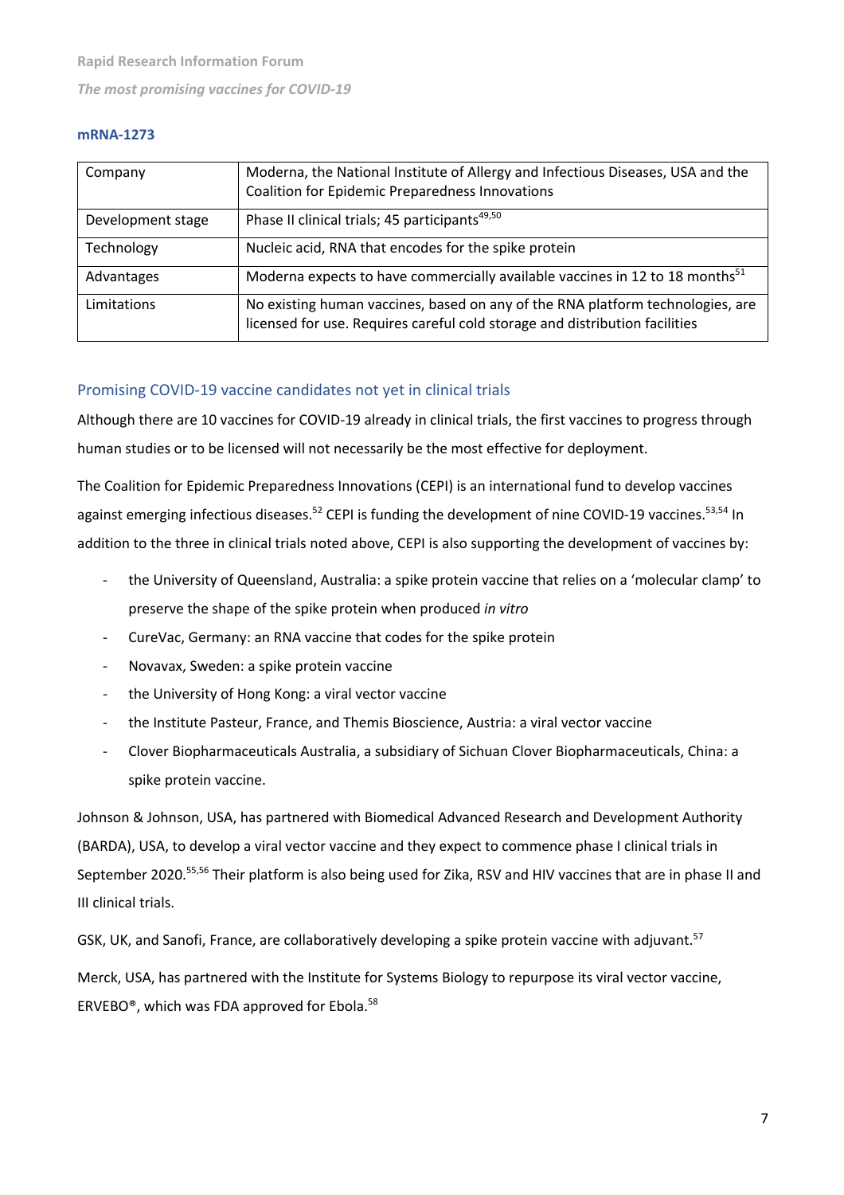### mRNA-1273

| | |
|---|---|
| Company | Moderna, the National Institute of Allergy and Infectious Diseases, USA and the Coalition for Epidemic Preparedness Innovations |
| Development stage | Phase II clinical trials; 45 participants[49,50] |
| Technology | Nucleic acid, RNA that encodes for the spike protein |
| Advantages | Moderna expects to have commercially available vaccines in 12 to 18 months[51] |
| Limitations | No existing human vaccines, based on any of the RNA platform technologies, are licensed for use. Requires careful cold storage and distribution facilities |

## Promising COVID-19 vaccine candidates not yet in clinical trials

Although there are 10 vaccines for COVID-19 already in clinical trials, the first vaccines to progress through human studies or to be licensed will not necessarily be the most effective for deployment.

The Coalition for Epidemic Preparedness Innovations (CEPI) is an international fund to develop vaccines against emerging infectious diseases.[52] CEPI is funding the development of nine COVID-19 vaccines.[53,54] In addition to the three in clinical trials noted above, CEPI is also supporting the development of vaccines by:

- the University of Queensland, Australia: a spike protein vaccine that relies on a 'molecular clamp' to preserve the shape of the spike protein when produced *in vitro*
- CureVac, Germany: an RNA vaccine that codes for the spike protein
- Novavax, Sweden: a spike protein vaccine
- the University of Hong Kong: a viral vector vaccine
- the Institute Pasteur, France, and Themis Bioscience, Austria: a viral vector vaccine
- Clover Biopharmaceuticals Australia, a subsidiary of Sichuan Clover Biopharmaceuticals, China: a spike protein vaccine.

Johnson & Johnson, USA, has partnered with Biomedical Advanced Research and Development Authority (BARDA), USA, to develop a viral vector vaccine and they expect to commence phase I clinical trials in September 2020.[55,56] Their platform is also being used for Zika, RSV and HIV vaccines that are in phase II and III clinical trials.

GSK, UK, and Sanofi, France, are collaboratively developing a spike protein vaccine with adjuvant.[57]

Merck, USA, has partnered with the Institute for Systems Biology to repurpose its viral vector vaccine, ERVEBO®, which was FDA approved for Ebola.[58]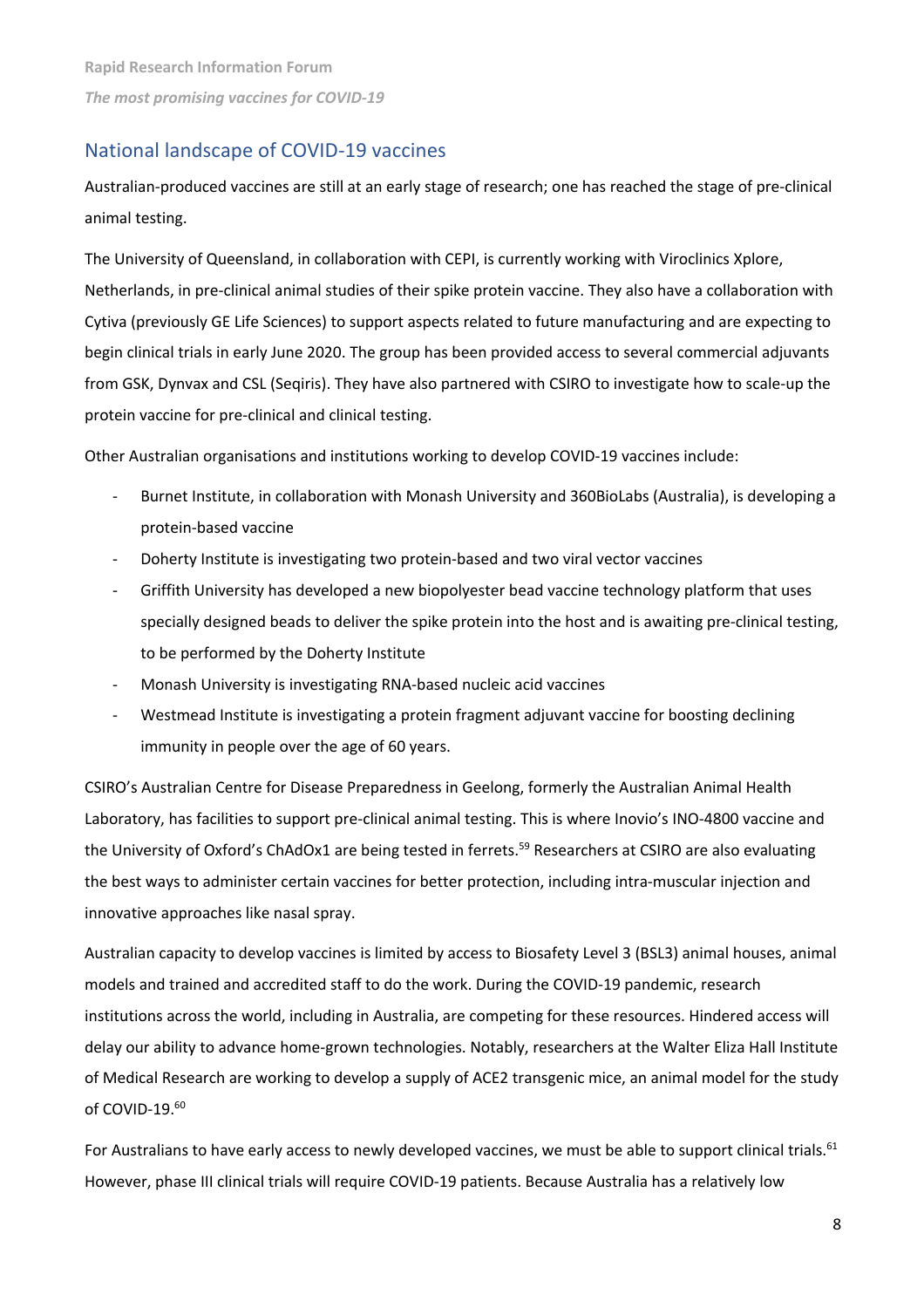## National landscape of COVID-19 vaccines

Australian-produced vaccines are still at an early stage of research; one has reached the stage of pre-clinical animal testing.

The University of Queensland, in collaboration with CEPI, is currently working with Viroclinics Xplore, Netherlands, in pre-clinical animal studies of their spike protein vaccine. They also have a collaboration with Cytiva (previously GE Life Sciences) to support aspects related to future manufacturing and are expecting to begin clinical trials in early June 2020. The group has been provided access to several commercial adjuvants from GSK, Dynvax and CSL (Seqiris). They have also partnered with CSIRO to investigate how to scale-up the protein vaccine for pre-clinical and clinical testing.

Other Australian organisations and institutions working to develop COVID-19 vaccines include:

- Burnet Institute, in collaboration with Monash University and 360BioLabs (Australia), is developing a protein-based vaccine
- Doherty Institute is investigating two protein-based and two viral vector vaccines
- Griffith University has developed a new biopolyester bead vaccine technology platform that uses specially designed beads to deliver the spike protein into the host and is awaiting pre-clinical testing, to be performed by the Doherty Institute
- Monash University is investigating RNA-based nucleic acid vaccines
- Westmead Institute is investigating a protein fragment adjuvant vaccine for boosting declining immunity in people over the age of 60 years.

CSIRO's Australian Centre for Disease Preparedness in Geelong, formerly the Australian Animal Health Laboratory, has facilities to support pre-clinical animal testing. This is where Inovio's INO-4800 vaccine and the University of Oxford's ChAdOx1 are being tested in ferrets.[59] Researchers at CSIRO are also evaluating the best ways to administer certain vaccines for better protection, including intra-muscular injection and innovative approaches like nasal spray.

Australian capacity to develop vaccines is limited by access to Biosafety Level 3 (BSL3) animal houses, animal models and trained and accredited staff to do the work. During the COVID-19 pandemic, research institutions across the world, including in Australia, are competing for these resources. Hindered access will delay our ability to advance home-grown technologies. Notably, researchers at the Walter Eliza Hall Institute of Medical Research are working to develop a supply of ACE2 transgenic mice, an animal model for the study of COVID-19.[60]

For Australians to have early access to newly developed vaccines, we must be able to support clinical trials.[61] However, phase III clinical trials will require COVID-19 patients. Because Australia has a relatively low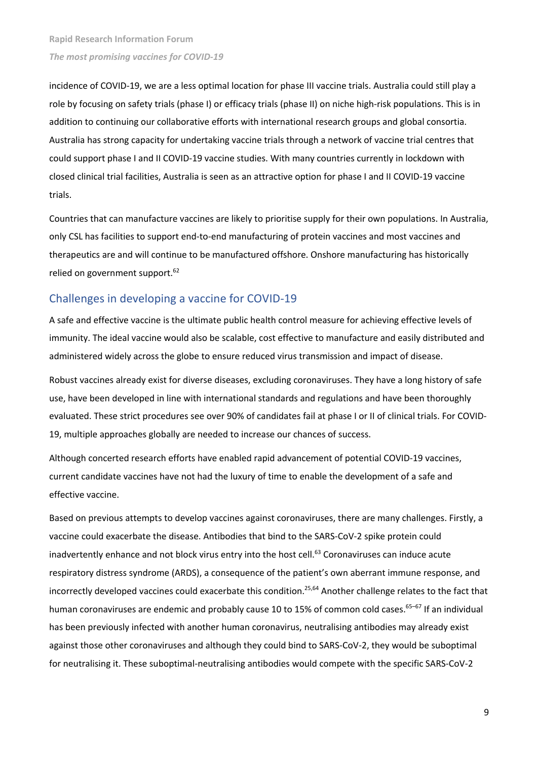incidence of COVID-19, we are a less optimal location for phase III vaccine trials. Australia could still play a role by focusing on safety trials (phase I) or efficacy trials (phase II) on niche high-risk populations. This is in addition to continuing our collaborative efforts with international research groups and global consortia. Australia has strong capacity for undertaking vaccine trials through a network of vaccine trial centres that could support phase I and II COVID-19 vaccine studies. With many countries currently in lockdown with closed clinical trial facilities, Australia is seen as an attractive option for phase I and II COVID-19 vaccine trials.

Countries that can manufacture vaccines are likely to prioritise supply for their own populations. In Australia, only CSL has facilities to support end-to-end manufacturing of protein vaccines and most vaccines and therapeutics are and will continue to be manufactured offshore. Onshore manufacturing has historically relied on government support.[62]

## Challenges in developing a vaccine for COVID-19

A safe and effective vaccine is the ultimate public health control measure for achieving effective levels of immunity. The ideal vaccine would also be scalable, cost effective to manufacture and easily distributed and administered widely across the globe to ensure reduced virus transmission and impact of disease.

Robust vaccines already exist for diverse diseases, excluding coronaviruses. They have a long history of safe use, have been developed in line with international standards and regulations and have been thoroughly evaluated. These strict procedures see over 90% of candidates fail at phase I or II of clinical trials. For COVID-19, multiple approaches globally are needed to increase our chances of success.

Although concerted research efforts have enabled rapid advancement of potential COVID-19 vaccines, current candidate vaccines have not had the luxury of time to enable the development of a safe and effective vaccine.

Based on previous attempts to develop vaccines against coronaviruses, there are many challenges. Firstly, a vaccine could exacerbate the disease. Antibodies that bind to the SARS-CoV-2 spike protein could inadvertently enhance and not block virus entry into the host cell.[63] Coronaviruses can induce acute respiratory distress syndrome (ARDS), a consequence of the patient's own aberrant immune response, and incorrectly developed vaccines could exacerbate this condition.[25,64] Another challenge relates to the fact that human coronaviruses are endemic and probably cause 10 to 15% of common cold cases.[65–67] If an individual has been previously infected with another human coronavirus, neutralising antibodies may already exist against those other coronaviruses and although they could bind to SARS-CoV-2, they would be suboptimal for neutralising it. These suboptimal-neutralising antibodies would compete with the specific SARS-CoV-2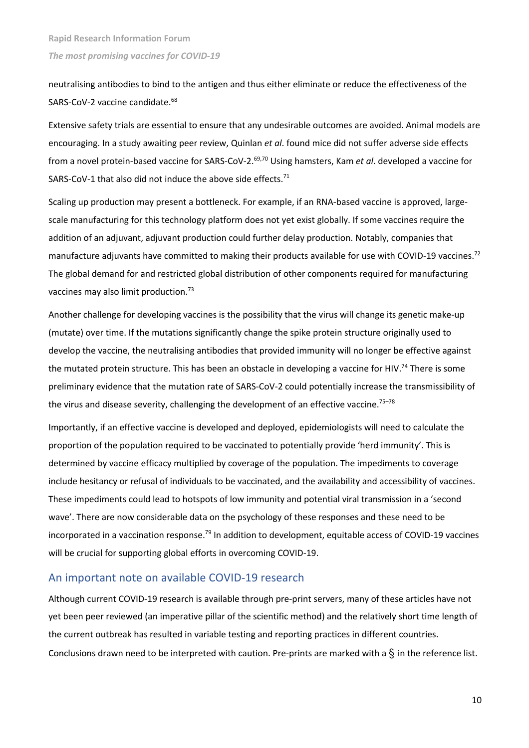neutralising antibodies to bind to the antigen and thus either eliminate or reduce the effectiveness of the SARS-CoV-2 vaccine candidate.[68]

Extensive safety trials are essential to ensure that any undesirable outcomes are avoided. Animal models are encouraging. In a study awaiting peer review, Quinlan *et al*. found mice did not suffer adverse side effects from a novel protein-based vaccine for SARS-CoV-2.[69,70] Using hamsters, Kam *et al*. developed a vaccine for SARS-CoV-1 that also did not induce the above side effects.[71]

Scaling up production may present a bottleneck. For example, if an RNA-based vaccine is approved, large-scale manufacturing for this technology platform does not yet exist globally. If some vaccines require the addition of an adjuvant, adjuvant production could further delay production. Notably, companies that manufacture adjuvants have committed to making their products available for use with COVID-19 vaccines.[72] The global demand for and restricted global distribution of other components required for manufacturing vaccines may also limit production.[73]

Another challenge for developing vaccines is the possibility that the virus will change its genetic make-up (mutate) over time. If the mutations significantly change the spike protein structure originally used to develop the vaccine, the neutralising antibodies that provided immunity will no longer be effective against the mutated protein structure. This has been an obstacle in developing a vaccine for HIV.[74] There is some preliminary evidence that the mutation rate of SARS-CoV-2 could potentially increase the transmissibility of the virus and disease severity, challenging the development of an effective vaccine.[75–78]

Importantly, if an effective vaccine is developed and deployed, epidemiologists will need to calculate the proportion of the population required to be vaccinated to potentially provide 'herd immunity'. This is determined by vaccine efficacy multiplied by coverage of the population. The impediments to coverage include hesitancy or refusal of individuals to be vaccinated, and the availability and accessibility of vaccines. These impediments could lead to hotspots of low immunity and potential viral transmission in a 'second wave'. There are now considerable data on the psychology of these responses and these need to be incorporated in a vaccination response.[79] In addition to development, equitable access of COVID-19 vaccines will be crucial for supporting global efforts in overcoming COVID-19.

## An important note on available COVID-19 research

Although current COVID-19 research is available through pre-print servers, many of these articles have not yet been peer reviewed (an imperative pillar of the scientific method) and the relatively short time length of the current outbreak has resulted in variable testing and reporting practices in different countries. Conclusions drawn need to be interpreted with caution. Pre-prints are marked with a § in the reference list.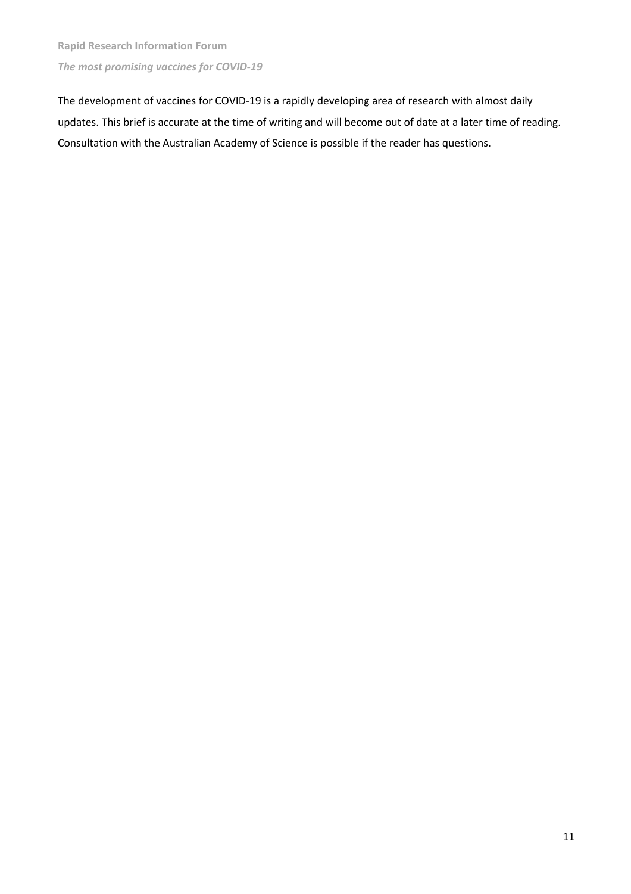The development of vaccines for COVID-19 is a rapidly developing area of research with almost daily updates. This brief is accurate at the time of writing and will become out of date at a later time of reading. Consultation with the Australian Academy of Science is possible if the reader has questions.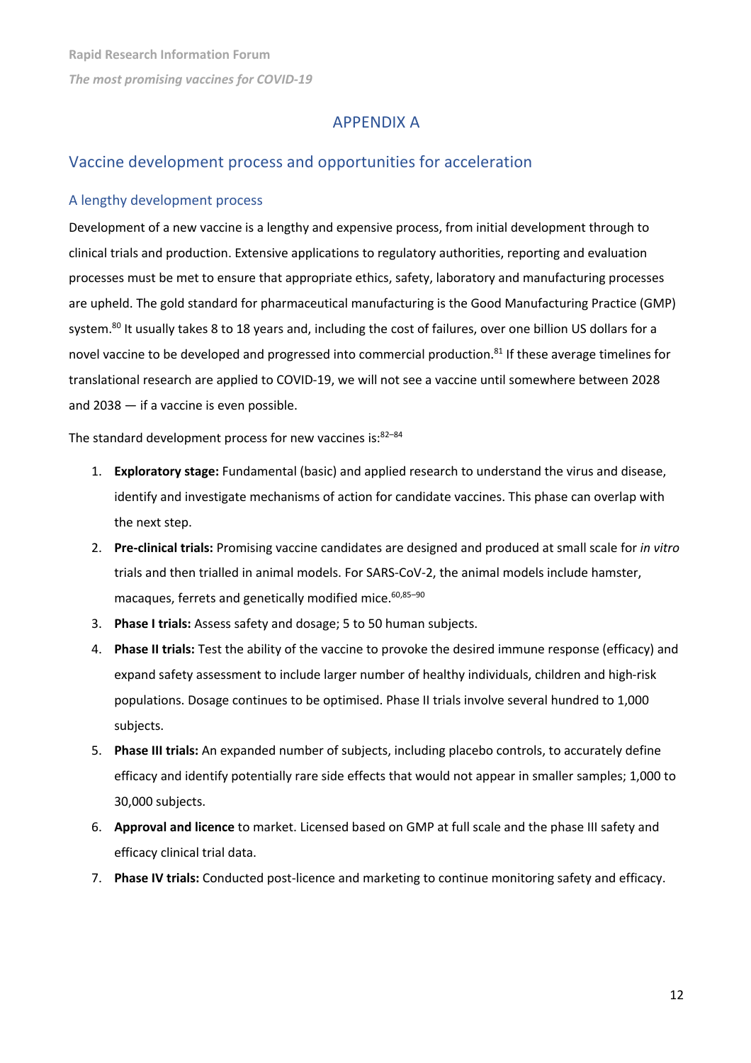# APPENDIX A

## Vaccine development process and opportunities for acceleration

### A lengthy development process

Development of a new vaccine is a lengthy and expensive process, from initial development through to clinical trials and production. Extensive applications to regulatory authorities, reporting and evaluation processes must be met to ensure that appropriate ethics, safety, laboratory and manufacturing processes are upheld. The gold standard for pharmaceutical manufacturing is the Good Manufacturing Practice (GMP) system.[80] It usually takes 8 to 18 years and, including the cost of failures, over one billion US dollars for a novel vaccine to be developed and progressed into commercial production.[81] If these average timelines for translational research are applied to COVID-19, we will not see a vaccine until somewhere between 2028 and 2038 — if a vaccine is even possible.

The standard development process for new vaccines is:[82–84]

1. **Exploratory stage:** Fundamental (basic) and applied research to understand the virus and disease, identify and investigate mechanisms of action for candidate vaccines. This phase can overlap with the next step.
2. **Pre-clinical trials:** Promising vaccine candidates are designed and produced at small scale for *in vitro* trials and then trialled in animal models. For SARS-CoV-2, the animal models include hamster, macaques, ferrets and genetically modified mice.[60,85–90]
3. **Phase I trials:** Assess safety and dosage; 5 to 50 human subjects.
4. **Phase II trials:** Test the ability of the vaccine to provoke the desired immune response (efficacy) and expand safety assessment to include larger number of healthy individuals, children and high-risk populations. Dosage continues to be optimised. Phase II trials involve several hundred to 1,000 subjects.
5. **Phase III trials:** An expanded number of subjects, including placebo controls, to accurately define efficacy and identify potentially rare side effects that would not appear in smaller samples; 1,000 to 30,000 subjects.
6. **Approval and licence** to market. Licensed based on GMP at full scale and the phase III safety and efficacy clinical trial data.
7. **Phase IV trials:** Conducted post-licence and marketing to continue monitoring safety and efficacy.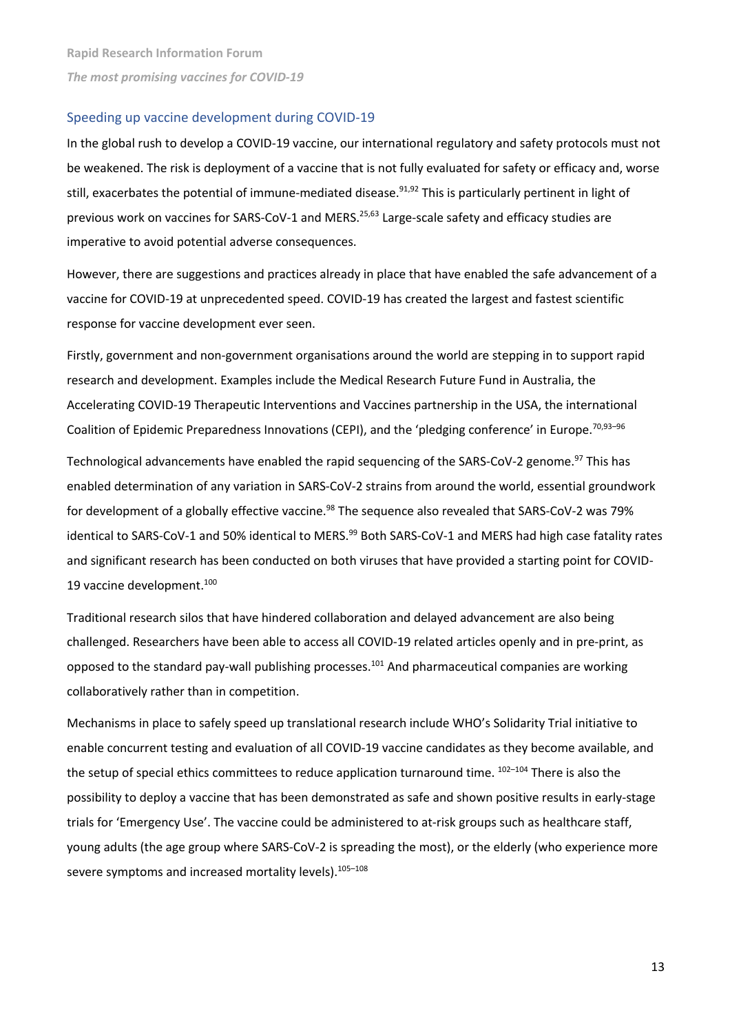## Speeding up vaccine development during COVID-19

In the global rush to develop a COVID-19 vaccine, our international regulatory and safety protocols must not be weakened. The risk is deployment of a vaccine that is not fully evaluated for safety or efficacy and, worse still, exacerbates the potential of immune-mediated disease.[91,92] This is particularly pertinent in light of previous work on vaccines for SARS-CoV-1 and MERS.[25,63] Large-scale safety and efficacy studies are imperative to avoid potential adverse consequences.

However, there are suggestions and practices already in place that have enabled the safe advancement of a vaccine for COVID-19 at unprecedented speed. COVID-19 has created the largest and fastest scientific response for vaccine development ever seen.

Firstly, government and non-government organisations around the world are stepping in to support rapid research and development. Examples include the Medical Research Future Fund in Australia, the Accelerating COVID-19 Therapeutic Interventions and Vaccines partnership in the USA, the international Coalition of Epidemic Preparedness Innovations (CEPI), and the 'pledging conference' in Europe.[70,93–96]

Technological advancements have enabled the rapid sequencing of the SARS-CoV-2 genome.[97] This has enabled determination of any variation in SARS-CoV-2 strains from around the world, essential groundwork for development of a globally effective vaccine.[98] The sequence also revealed that SARS-CoV-2 was 79% identical to SARS-CoV-1 and 50% identical to MERS.[99] Both SARS-CoV-1 and MERS had high case fatality rates and significant research has been conducted on both viruses that have provided a starting point for COVID-19 vaccine development.[100]

Traditional research silos that have hindered collaboration and delayed advancement are also being challenged. Researchers have been able to access all COVID-19 related articles openly and in pre-print, as opposed to the standard pay-wall publishing processes.[101] And pharmaceutical companies are working collaboratively rather than in competition.

Mechanisms in place to safely speed up translational research include WHO's Solidarity Trial initiative to enable concurrent testing and evaluation of all COVID-19 vaccine candidates as they become available, and the setup of special ethics committees to reduce application turnaround time. [102–104] There is also the possibility to deploy a vaccine that has been demonstrated as safe and shown positive results in early-stage trials for 'Emergency Use'. The vaccine could be administered to at-risk groups such as healthcare staff, young adults (the age group where SARS-CoV-2 is spreading the most), or the elderly (who experience more severe symptoms and increased mortality levels).[105–108]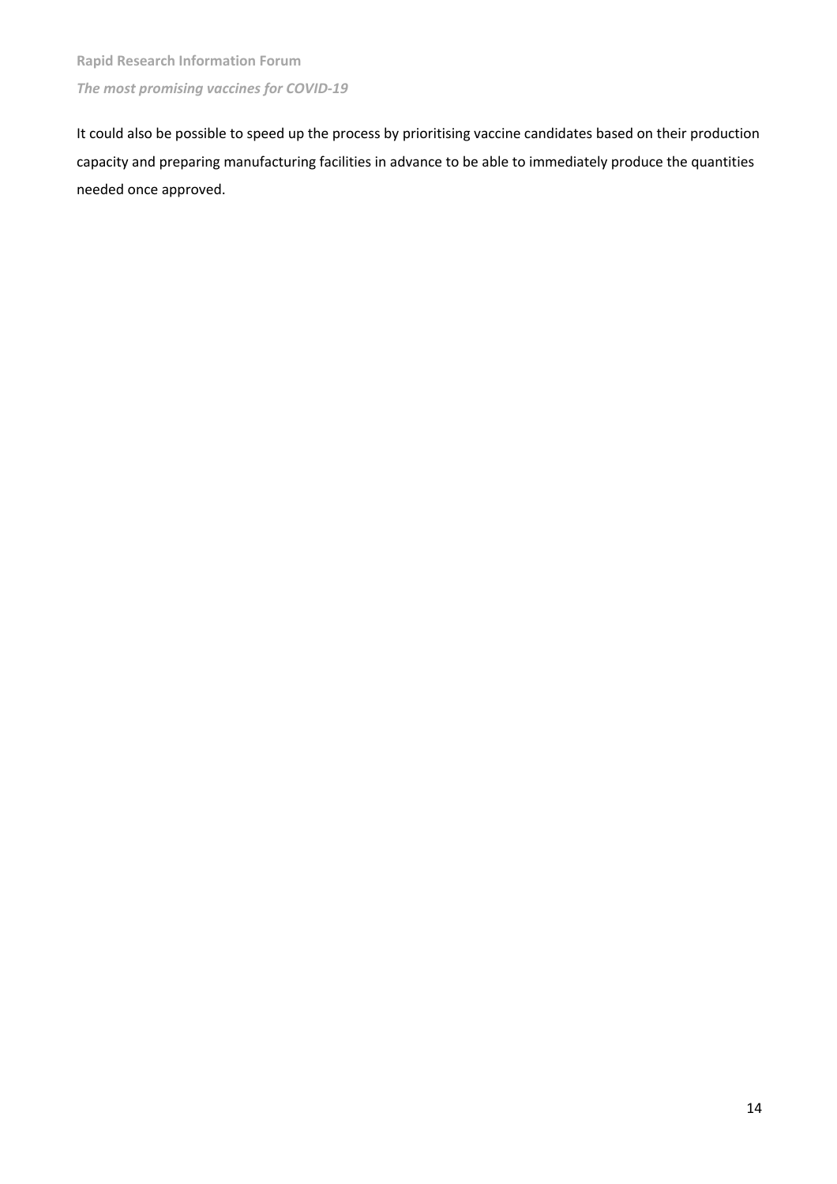It could also be possible to speed up the process by prioritising vaccine candidates based on their production capacity and preparing manufacturing facilities in advance to be able to immediately produce the quantities needed once approved.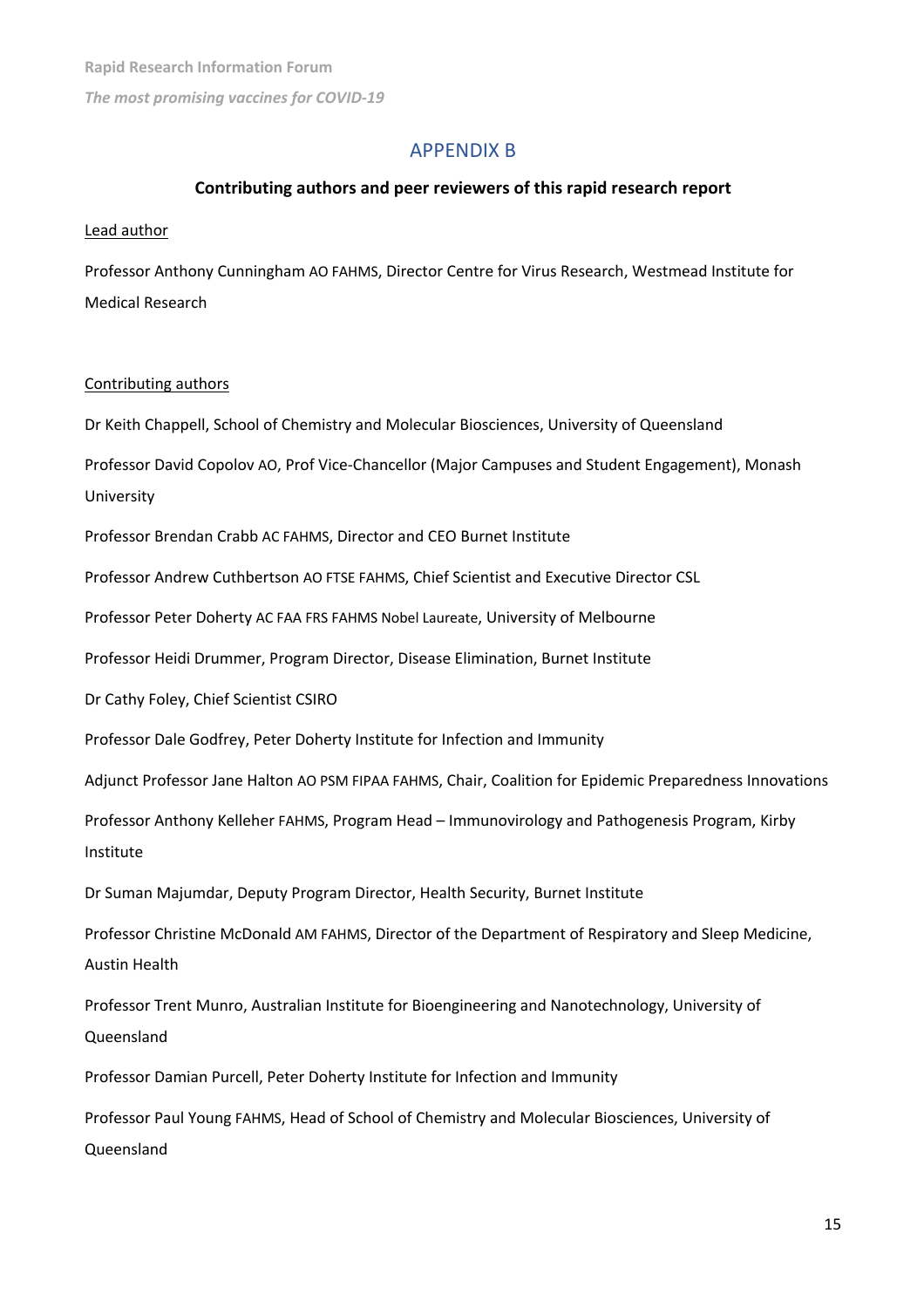## APPENDIX B

### Contributing authors and peer reviewers of this rapid research report

Lead author

Professor Anthony Cunningham AO FAHMS, Director Centre for Virus Research, Westmead Institute for Medical Research

Contributing authors

Dr Keith Chappell, School of Chemistry and Molecular Biosciences, University of Queensland

Professor David Copolov AO, Prof Vice-Chancellor (Major Campuses and Student Engagement), Monash University

Professor Brendan Crabb AC FAHMS, Director and CEO Burnet Institute

Professor Andrew Cuthbertson AO FTSE FAHMS, Chief Scientist and Executive Director CSL

Professor Peter Doherty AC FAA FRS FAHMS Nobel Laureate, University of Melbourne

Professor Heidi Drummer, Program Director, Disease Elimination, Burnet Institute

Dr Cathy Foley, Chief Scientist CSIRO

Professor Dale Godfrey, Peter Doherty Institute for Infection and Immunity

Adjunct Professor Jane Halton AO PSM FIPAA FAHMS, Chair, Coalition for Epidemic Preparedness Innovations

Professor Anthony Kelleher FAHMS, Program Head – Immunovirology and Pathogenesis Program, Kirby Institute

Dr Suman Majumdar, Deputy Program Director, Health Security, Burnet Institute

Professor Christine McDonald AM FAHMS, Director of the Department of Respiratory and Sleep Medicine, Austin Health

Professor Trent Munro, Australian Institute for Bioengineering and Nanotechnology, University of Queensland

Professor Damian Purcell, Peter Doherty Institute for Infection and Immunity

Professor Paul Young FAHMS, Head of School of Chemistry and Molecular Biosciences, University of Queensland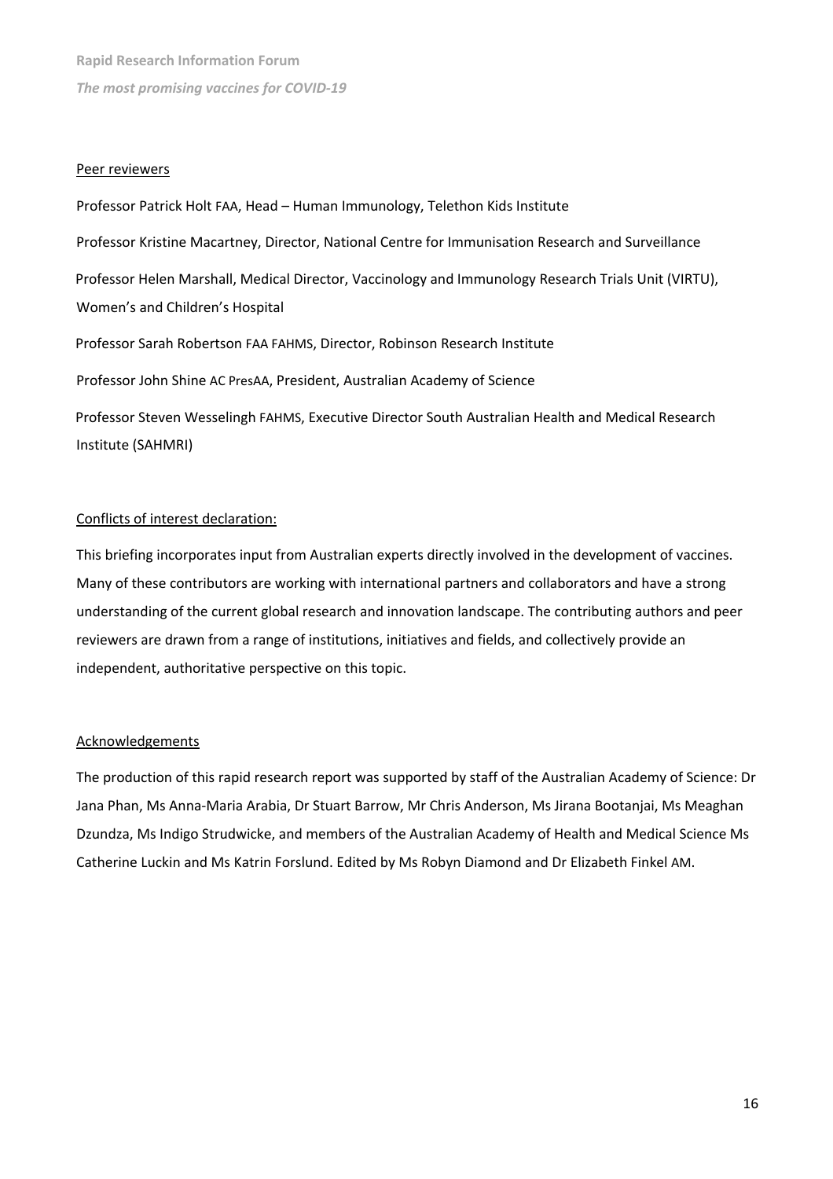Peer reviewers

Professor Patrick Holt FAA, Head – Human Immunology, Telethon Kids Institute

Professor Kristine Macartney, Director, National Centre for Immunisation Research and Surveillance

Professor Helen Marshall, Medical Director, Vaccinology and Immunology Research Trials Unit (VIRTU), Women's and Children's Hospital

Professor Sarah Robertson FAA FAHMS, Director, Robinson Research Institute

Professor John Shine AC PresAA, President, Australian Academy of Science

Professor Steven Wesselingh FAHMS, Executive Director South Australian Health and Medical Research Institute (SAHMRI)

Conflicts of interest declaration:

This briefing incorporates input from Australian experts directly involved in the development of vaccines. Many of these contributors are working with international partners and collaborators and have a strong understanding of the current global research and innovation landscape. The contributing authors and peer reviewers are drawn from a range of institutions, initiatives and fields, and collectively provide an independent, authoritative perspective on this topic.

Acknowledgements

The production of this rapid research report was supported by staff of the Australian Academy of Science: Dr Jana Phan, Ms Anna-Maria Arabia, Dr Stuart Barrow, Mr Chris Anderson, Ms Jirana Bootanjai, Ms Meaghan Dzundza, Ms Indigo Strudwicke, and members of the Australian Academy of Health and Medical Science Ms Catherine Luckin and Ms Katrin Forslund. Edited by Ms Robyn Diamond and Dr Elizabeth Finkel AM.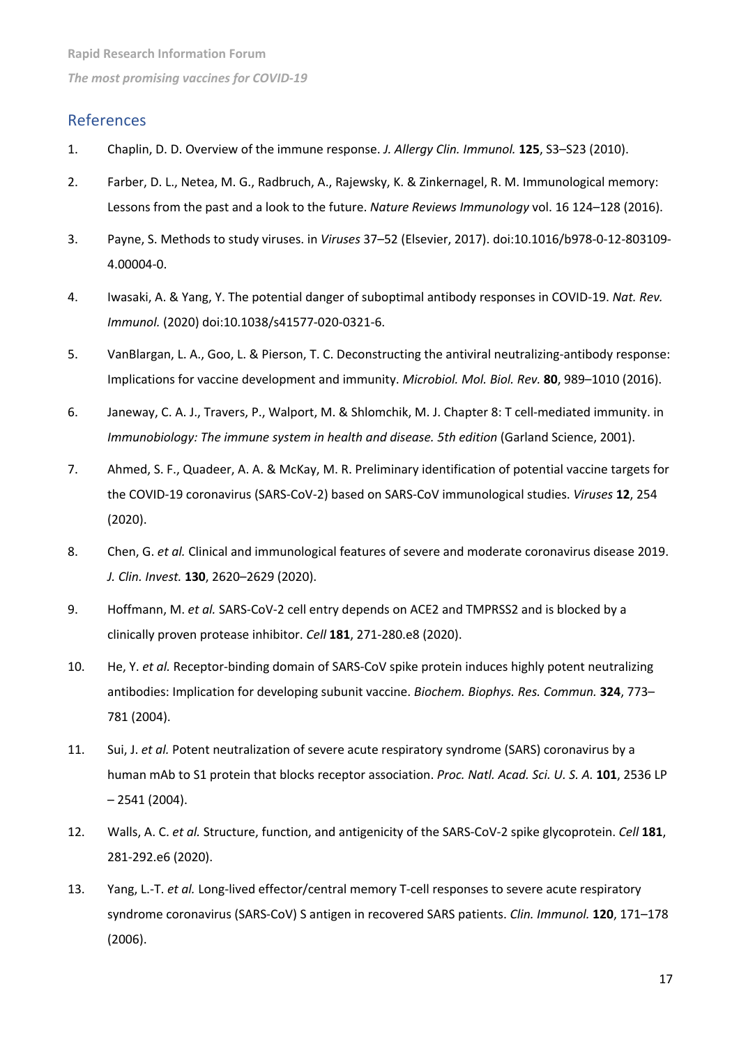## References

1. Chaplin, D. D. Overview of the immune response. *J. Allergy Clin. Immunol.* **125**, S3–S23 (2010).
2. Farber, D. L., Netea, M. G., Radbruch, A., Rajewsky, K. & Zinkernagel, R. M. Immunological memory: Lessons from the past and a look to the future. *Nature Reviews Immunology* vol. 16 124–128 (2016).
3. Payne, S. Methods to study viruses. in *Viruses* 37–52 (Elsevier, 2017). doi:10.1016/b978-0-12-803109-4.00004-0.
4. Iwasaki, A. & Yang, Y. The potential danger of suboptimal antibody responses in COVID-19. *Nat. Rev. Immunol.* (2020) doi:10.1038/s41577-020-0321-6.
5. VanBlargan, L. A., Goo, L. & Pierson, T. C. Deconstructing the antiviral neutralizing-antibody response: Implications for vaccine development and immunity. *Microbiol. Mol. Biol. Rev.* **80**, 989–1010 (2016).
6. Janeway, C. A. J., Travers, P., Walport, M. & Shlomchik, M. J. Chapter 8: T cell-mediated immunity. in *Immunobiology: The immune system in health and disease. 5th edition* (Garland Science, 2001).
7. Ahmed, S. F., Quadeer, A. A. & McKay, M. R. Preliminary identification of potential vaccine targets for the COVID-19 coronavirus (SARS-CoV-2) based on SARS-CoV immunological studies. *Viruses* **12**, 254 (2020).
8. Chen, G. *et al.* Clinical and immunological features of severe and moderate coronavirus disease 2019. *J. Clin. Invest.* **130**, 2620–2629 (2020).
9. Hoffmann, M. *et al.* SARS-CoV-2 cell entry depends on ACE2 and TMPRSS2 and is blocked by a clinically proven protease inhibitor. *Cell* **181**, 271-280.e8 (2020).
10. He, Y. *et al.* Receptor-binding domain of SARS-CoV spike protein induces highly potent neutralizing antibodies: Implication for developing subunit vaccine. *Biochem. Biophys. Res. Commun.* **324**, 773–781 (2004).
11. Sui, J. *et al.* Potent neutralization of severe acute respiratory syndrome (SARS) coronavirus by a human mAb to S1 protein that blocks receptor association. *Proc. Natl. Acad. Sci. U. S. A.* **101**, 2536 LP – 2541 (2004).
12. Walls, A. C. *et al.* Structure, function, and antigenicity of the SARS-CoV-2 spike glycoprotein. *Cell* **181**, 281-292.e6 (2020).
13. Yang, L.-T. *et al.* Long-lived effector/central memory T-cell responses to severe acute respiratory syndrome coronavirus (SARS-CoV) S antigen in recovered SARS patients. *Clin. Immunol.* **120**, 171–178 (2006).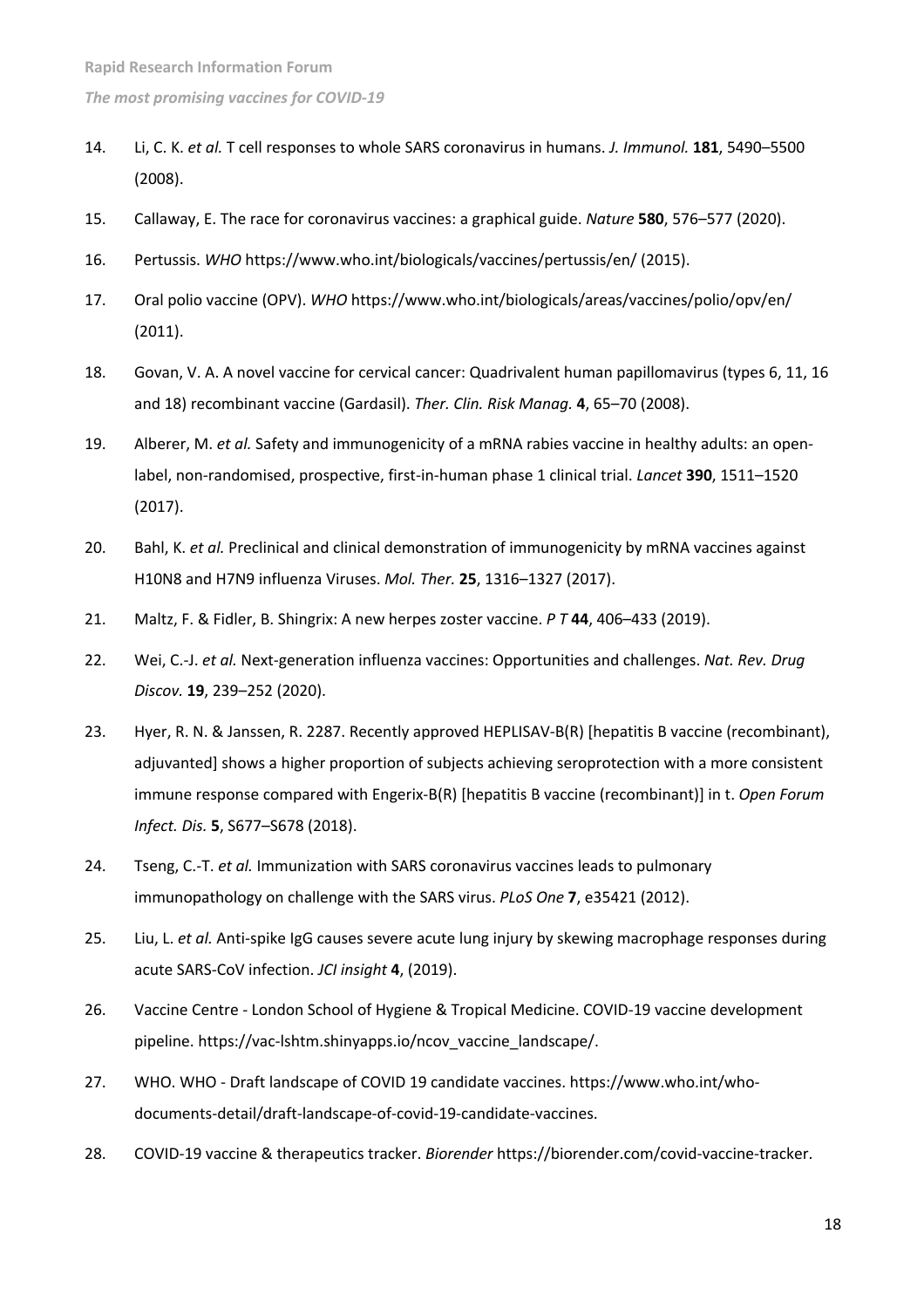14. Li, C. K. *et al.* T cell responses to whole SARS coronavirus in humans. *J. Immunol.* **181**, 5490–5500 (2008).
15. Callaway, E. The race for coronavirus vaccines: a graphical guide. *Nature* **580**, 576–577 (2020).
16. Pertussis. *WHO* https://www.who.int/biologicals/vaccines/pertussis/en/ (2015).
17. Oral polio vaccine (OPV). *WHO* https://www.who.int/biologicals/areas/vaccines/polio/opv/en/ (2011).
18. Govan, V. A. A novel vaccine for cervical cancer: Quadrivalent human papillomavirus (types 6, 11, 16 and 18) recombinant vaccine (Gardasil). *Ther. Clin. Risk Manag.* **4**, 65–70 (2008).
19. Alberer, M. *et al.* Safety and immunogenicity of a mRNA rabies vaccine in healthy adults: an open-label, non-randomised, prospective, first-in-human phase 1 clinical trial. *Lancet* **390**, 1511–1520 (2017).
20. Bahl, K. *et al.* Preclinical and clinical demonstration of immunogenicity by mRNA vaccines against H10N8 and H7N9 influenza Viruses. *Mol. Ther.* **25**, 1316–1327 (2017).
21. Maltz, F. & Fidler, B. Shingrix: A new herpes zoster vaccine. *P T* **44**, 406–433 (2019).
22. Wei, C.-J. *et al.* Next-generation influenza vaccines: Opportunities and challenges. *Nat. Rev. Drug Discov.* **19**, 239–252 (2020).
23. Hyer, R. N. & Janssen, R. 2287. Recently approved HEPLISAV-B(R) [hepatitis B vaccine (recombinant), adjuvanted] shows a higher proportion of subjects achieving seroprotection with a more consistent immune response compared with Engerix-B(R) [hepatitis B vaccine (recombinant)] in t. *Open Forum Infect. Dis.* **5**, S677–S678 (2018).
24. Tseng, C.-T. *et al.* Immunization with SARS coronavirus vaccines leads to pulmonary immunopathology on challenge with the SARS virus. *PLoS One* **7**, e35421 (2012).
25. Liu, L. *et al.* Anti-spike IgG causes severe acute lung injury by skewing macrophage responses during acute SARS-CoV infection. *JCI insight* **4**, (2019).
26. Vaccine Centre - London School of Hygiene & Tropical Medicine. COVID-19 vaccine development pipeline. https://vac-lshtm.shinyapps.io/ncov_vaccine_landscape/.
27. WHO. WHO - Draft landscape of COVID 19 candidate vaccines. https://www.who.int/who-documents-detail/draft-landscape-of-covid-19-candidate-vaccines.
28. COVID-19 vaccine & therapeutics tracker. *Biorender* https://biorender.com/covid-vaccine-tracker.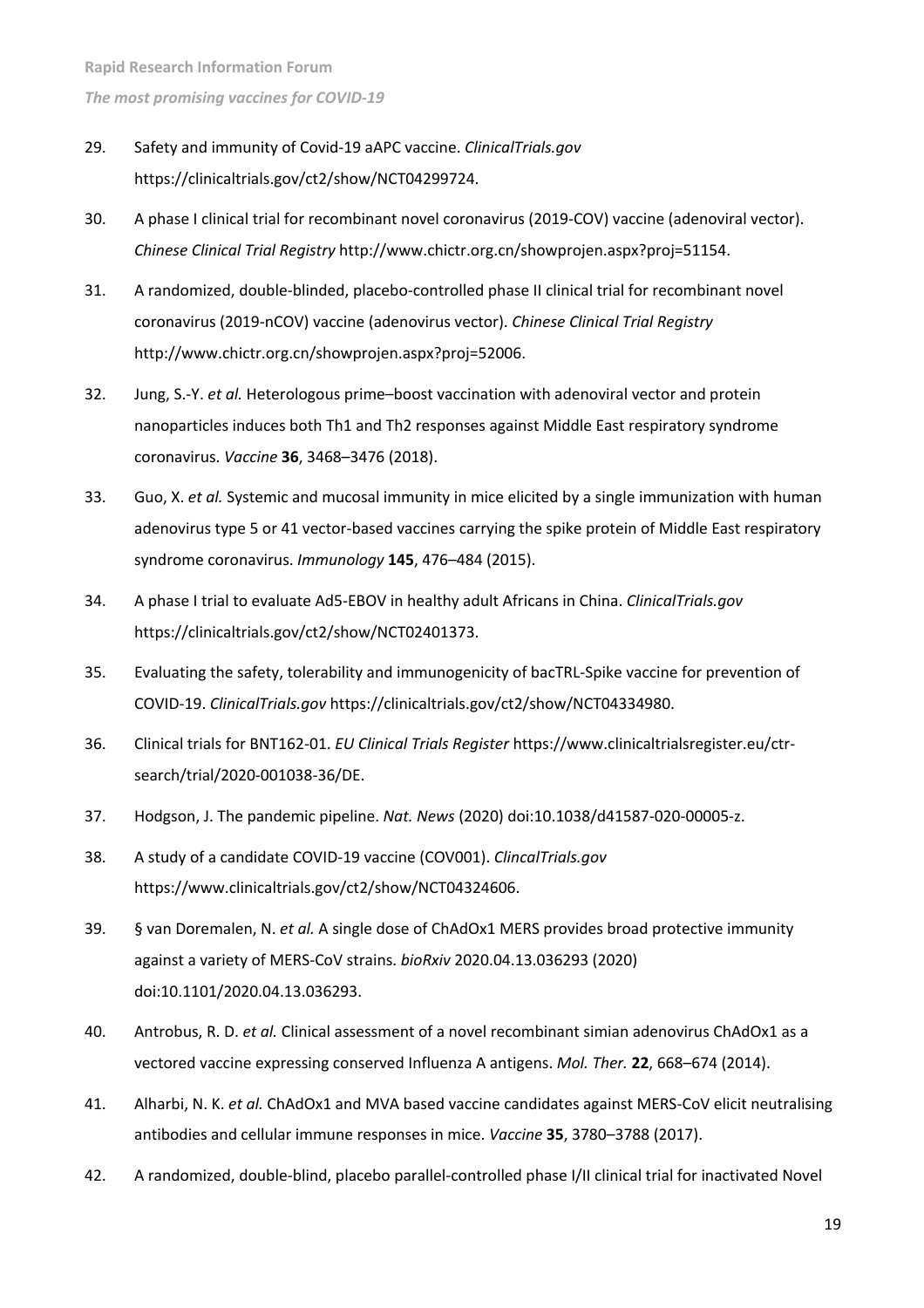29. Safety and immunity of Covid-19 aAPC vaccine. *ClinicalTrials.gov* https://clinicaltrials.gov/ct2/show/NCT04299724.
30. A phase I clinical trial for recombinant novel coronavirus (2019-COV) vaccine (adenoviral vector). *Chinese Clinical Trial Registry* http://www.chictr.org.cn/showprojen.aspx?proj=51154.
31. A randomized, double-blinded, placebo-controlled phase II clinical trial for recombinant novel coronavirus (2019-nCOV) vaccine (adenovirus vector). *Chinese Clinical Trial Registry* http://www.chictr.org.cn/showprojen.aspx?proj=52006.
32. Jung, S.-Y. *et al.* Heterologous prime–boost vaccination with adenoviral vector and protein nanoparticles induces both Th1 and Th2 responses against Middle East respiratory syndrome coronavirus. *Vaccine* **36**, 3468–3476 (2018).
33. Guo, X. *et al.* Systemic and mucosal immunity in mice elicited by a single immunization with human adenovirus type 5 or 41 vector-based vaccines carrying the spike protein of Middle East respiratory syndrome coronavirus. *Immunology* **145**, 476–484 (2015).
34. A phase I trial to evaluate Ad5-EBOV in healthy adult Africans in China. *ClinicalTrials.gov* https://clinicaltrials.gov/ct2/show/NCT02401373.
35. Evaluating the safety, tolerability and immunogenicity of bacTRL-Spike vaccine for prevention of COVID-19. *ClinicalTrials.gov* https://clinicaltrials.gov/ct2/show/NCT04334980.
36. Clinical trials for BNT162-01. *EU Clinical Trials Register* https://www.clinicaltrialsregister.eu/ctr-search/trial/2020-001038-36/DE.
37. Hodgson, J. The pandemic pipeline. *Nat. News* (2020) doi:10.1038/d41587-020-00005-z.
38. A study of a candidate COVID-19 vaccine (COV001). *ClincalTrials.gov* https://www.clinicaltrials.gov/ct2/show/NCT04324606.
39. § van Doremalen, N. *et al.* A single dose of ChAdOx1 MERS provides broad protective immunity against a variety of MERS-CoV strains. *bioRxiv* 2020.04.13.036293 (2020) doi:10.1101/2020.04.13.036293.
40. Antrobus, R. D. *et al.* Clinical assessment of a novel recombinant simian adenovirus ChAdOx1 as a vectored vaccine expressing conserved Influenza A antigens. *Mol. Ther.* **22**, 668–674 (2014).
41. Alharbi, N. K. *et al.* ChAdOx1 and MVA based vaccine candidates against MERS-CoV elicit neutralising antibodies and cellular immune responses in mice. *Vaccine* **35**, 3780–3788 (2017).
42. A randomized, double-blind, placebo parallel-controlled phase I/II clinical trial for inactivated Novel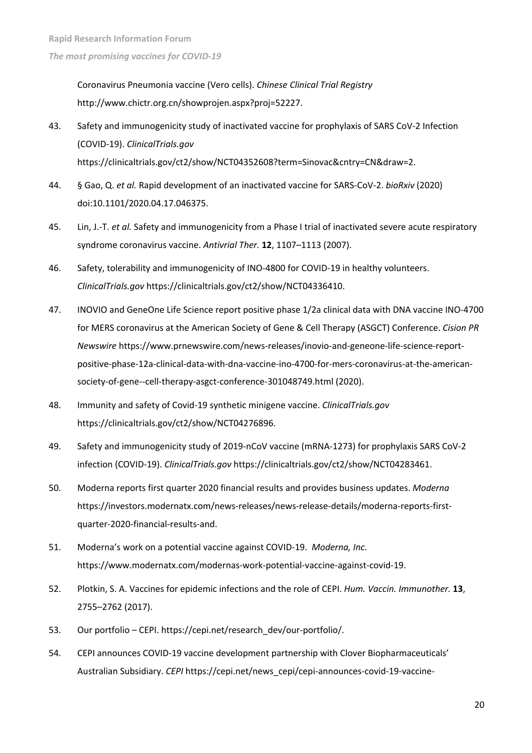Coronavirus Pneumonia vaccine (Vero cells). *Chinese Clinical Trial Registry* http://www.chictr.org.cn/showprojen.aspx?proj=52227.

43. Safety and immunogenicity study of inactivated vaccine for prophylaxis of SARS CoV-2 Infection (COVID-19). *ClinicalTrials.gov* https://clinicaltrials.gov/ct2/show/NCT04352608?term=Sinovac&cntry=CN&draw=2.

44. § Gao, Q. *et al.* Rapid development of an inactivated vaccine for SARS-CoV-2. *bioRxiv* (2020) doi:10.1101/2020.04.17.046375.

45. Lin, J.-T. *et al.* Safety and immunogenicity from a Phase I trial of inactivated severe acute respiratory syndrome coronavirus vaccine. *Antivrial Ther.* **12**, 1107–1113 (2007).

46. Safety, tolerability and immunogenicity of INO-4800 for COVID-19 in healthy volunteers. *ClinicalTrials.gov* https://clinicaltrials.gov/ct2/show/NCT04336410.

47. INOVIO and GeneOne Life Science report positive phase 1/2a clinical data with DNA vaccine INO-4700 for MERS coronavirus at the American Society of Gene & Cell Therapy (ASGCT) Conference. *Cision PR Newswire* https://www.prnewswire.com/news-releases/inovio-and-geneone-life-science-report-positive-phase-12a-clinical-data-with-dna-vaccine-ino-4700-for-mers-coronavirus-at-the-american-society-of-gene--cell-therapy-asgct-conference-301048749.html (2020).

48. Immunity and safety of Covid-19 synthetic minigene vaccine. *ClinicalTrials.gov* https://clinicaltrials.gov/ct2/show/NCT04276896.

49. Safety and immunogenicity study of 2019-nCoV vaccine (mRNA-1273) for prophylaxis SARS CoV-2 infection (COVID-19). *ClinicalTrials.gov* https://clinicaltrials.gov/ct2/show/NCT04283461.

50. Moderna reports first quarter 2020 financial results and provides business updates. *Moderna* https://investors.modernatx.com/news-releases/news-release-details/moderna-reports-first-quarter-2020-financial-results-and.

51. Moderna's work on a potential vaccine against COVID-19. *Moderna, Inc.* https://www.modernatx.com/modernas-work-potential-vaccine-against-covid-19.

52. Plotkin, S. A. Vaccines for epidemic infections and the role of CEPI. *Hum. Vaccin. Immunother.* **13**, 2755–2762 (2017).

53. Our portfolio – CEPI. https://cepi.net/research_dev/our-portfolio/.

54. CEPI announces COVID-19 vaccine development partnership with Clover Biopharmaceuticals' Australian Subsidiary. *CEPI* https://cepi.net/news_cepi/cepi-announces-covid-19-vaccine-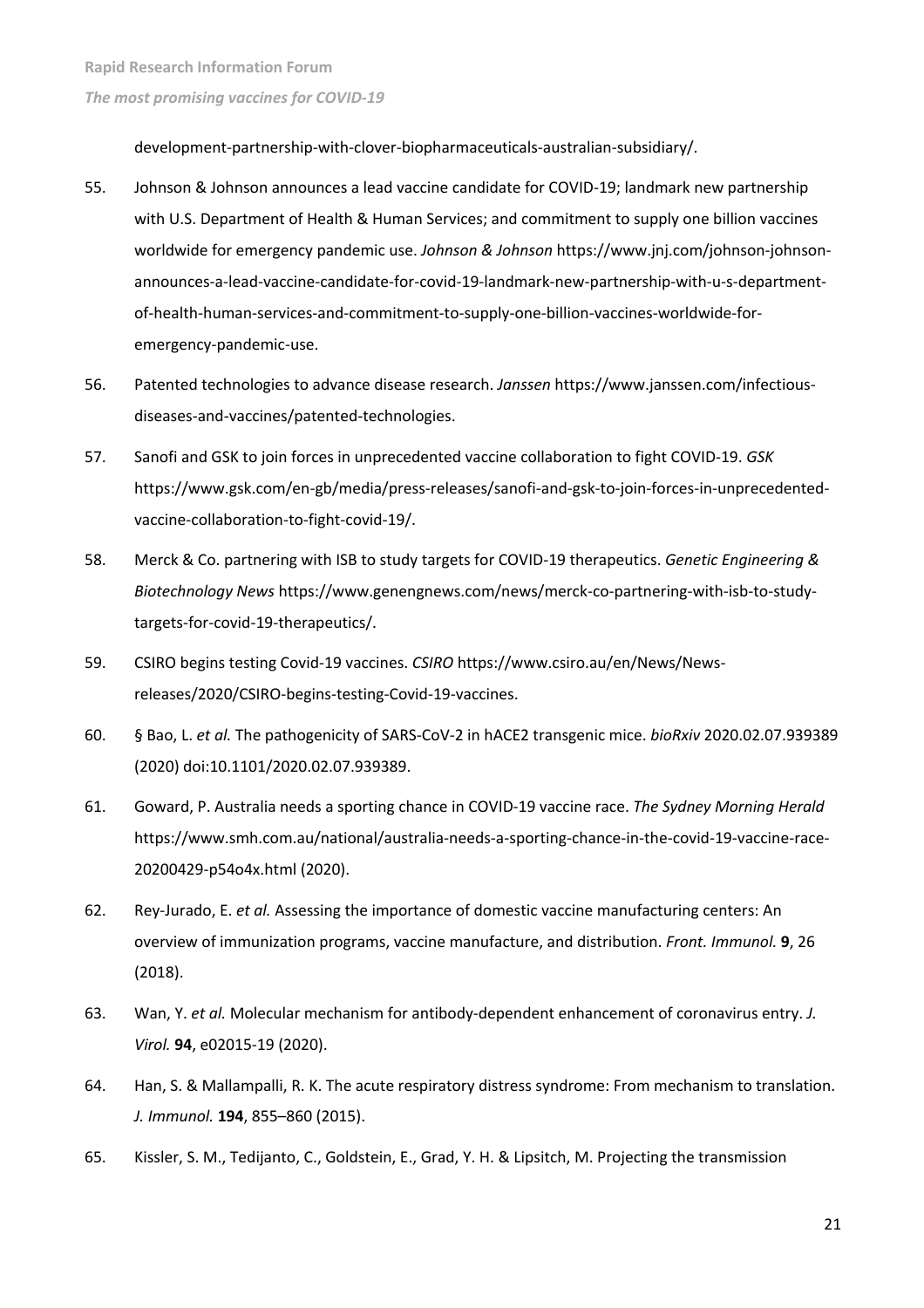development-partnership-with-clover-biopharmaceuticals-australian-subsidiary/.

55. Johnson & Johnson announces a lead vaccine candidate for COVID-19; landmark new partnership with U.S. Department of Health & Human Services; and commitment to supply one billion vaccines worldwide for emergency pandemic use. *Johnson & Johnson* https://www.jnj.com/johnson-johnson-announces-a-lead-vaccine-candidate-for-covid-19-landmark-new-partnership-with-u-s-department-of-health-human-services-and-commitment-to-supply-one-billion-vaccines-worldwide-for-emergency-pandemic-use.

56. Patented technologies to advance disease research. *Janssen* https://www.janssen.com/infectious-diseases-and-vaccines/patented-technologies.

57. Sanofi and GSK to join forces in unprecedented vaccine collaboration to fight COVID-19. *GSK* https://www.gsk.com/en-gb/media/press-releases/sanofi-and-gsk-to-join-forces-in-unprecedented-vaccine-collaboration-to-fight-covid-19/.

58. Merck & Co. partnering with ISB to study targets for COVID-19 therapeutics. *Genetic Engineering & Biotechnology News* https://www.genengnews.com/news/merck-co-partnering-with-isb-to-study-targets-for-covid-19-therapeutics/.

59. CSIRO begins testing Covid-19 vaccines. *CSIRO* https://www.csiro.au/en/News/News-releases/2020/CSIRO-begins-testing-Covid-19-vaccines.

60. § Bao, L. *et al.* The pathogenicity of SARS-CoV-2 in hACE2 transgenic mice. *bioRxiv* 2020.02.07.939389 (2020) doi:10.1101/2020.02.07.939389.

61. Goward, P. Australia needs a sporting chance in COVID-19 vaccine race. *The Sydney Morning Herald* https://www.smh.com.au/national/australia-needs-a-sporting-chance-in-the-covid-19-vaccine-race-20200429-p54o4x.html (2020).

62. Rey-Jurado, E. *et al.* Assessing the importance of domestic vaccine manufacturing centers: An overview of immunization programs, vaccine manufacture, and distribution. *Front. Immunol.* **9**, 26 (2018).

63. Wan, Y. *et al.* Molecular mechanism for antibody-dependent enhancement of coronavirus entry. *J. Virol.* **94**, e02015-19 (2020).

64. Han, S. & Mallampalli, R. K. The acute respiratory distress syndrome: From mechanism to translation. *J. Immunol.* **194**, 855–860 (2015).

65. Kissler, S. M., Tedijanto, C., Goldstein, E., Grad, Y. H. & Lipsitch, M. Projecting the transmission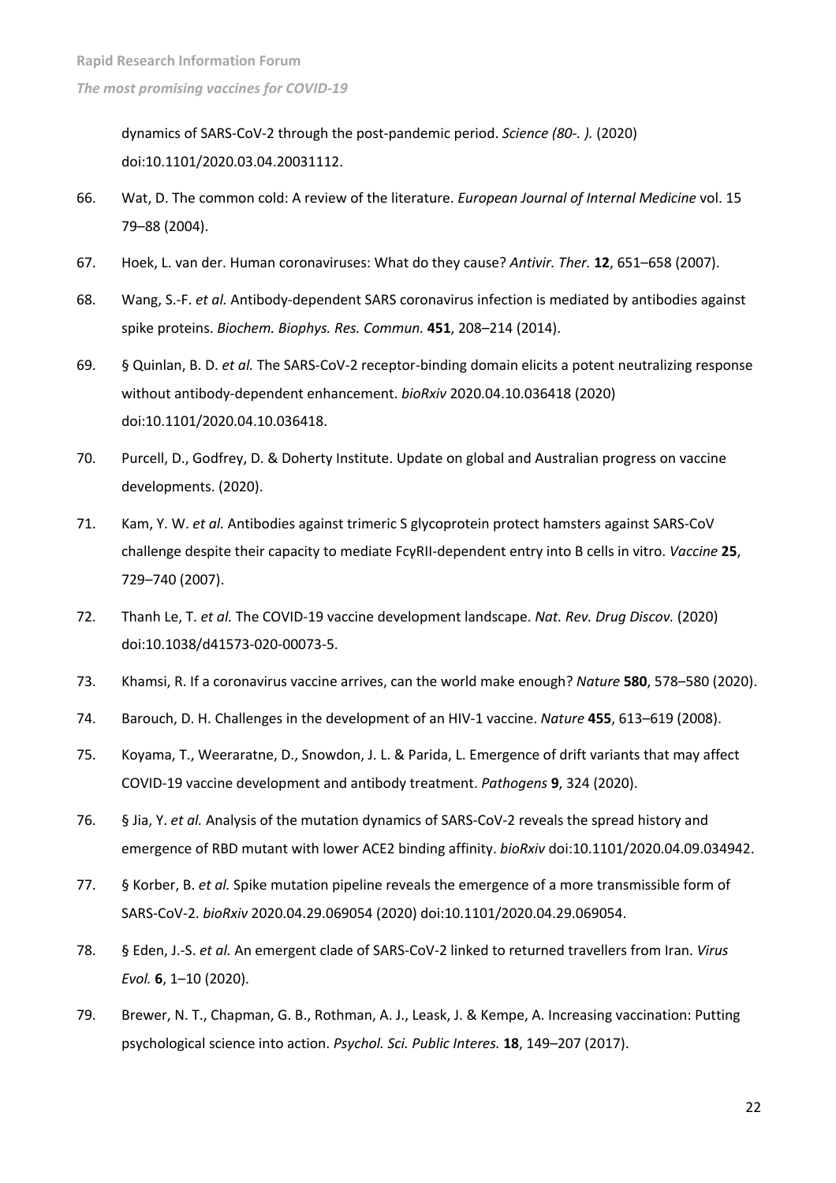dynamics of SARS-CoV-2 through the post-pandemic period. *Science (80-. ).* (2020) doi:10.1101/2020.03.04.20031112.

66. Wat, D. The common cold: A review of the literature. *European Journal of Internal Medicine* vol. 15 79–88 (2004).
67. Hoek, L. van der. Human coronaviruses: What do they cause? *Antivir. Ther.* **12**, 651–658 (2007).
68. Wang, S.-F. *et al.* Antibody-dependent SARS coronavirus infection is mediated by antibodies against spike proteins. *Biochem. Biophys. Res. Commun.* **451**, 208–214 (2014).
69. § Quinlan, B. D. *et al.* The SARS-CoV-2 receptor-binding domain elicits a potent neutralizing response without antibody-dependent enhancement. *bioRxiv* 2020.04.10.036418 (2020) doi:10.1101/2020.04.10.036418.
70. Purcell, D., Godfrey, D. & Doherty Institute. Update on global and Australian progress on vaccine developments. (2020).
71. Kam, Y. W. *et al.* Antibodies against trimeric S glycoprotein protect hamsters against SARS-CoV challenge despite their capacity to mediate FcγRII-dependent entry into B cells in vitro. *Vaccine* **25**, 729–740 (2007).
72. Thanh Le, T. *et al.* The COVID-19 vaccine development landscape. *Nat. Rev. Drug Discov.* (2020) doi:10.1038/d41573-020-00073-5.
73. Khamsi, R. If a coronavirus vaccine arrives, can the world make enough? *Nature* **580**, 578–580 (2020).
74. Barouch, D. H. Challenges in the development of an HIV-1 vaccine. *Nature* **455**, 613–619 (2008).
75. Koyama, T., Weeraratne, D., Snowdon, J. L. & Parida, L. Emergence of drift variants that may affect COVID-19 vaccine development and antibody treatment. *Pathogens* **9**, 324 (2020).
76. § Jia, Y. *et al.* Analysis of the mutation dynamics of SARS-CoV-2 reveals the spread history and emergence of RBD mutant with lower ACE2 binding affinity. *bioRxiv* doi:10.1101/2020.04.09.034942.
77. § Korber, B. *et al.* Spike mutation pipeline reveals the emergence of a more transmissible form of SARS-CoV-2. *bioRxiv* 2020.04.29.069054 (2020) doi:10.1101/2020.04.29.069054.
78. § Eden, J.-S. *et al.* An emergent clade of SARS-CoV-2 linked to returned travellers from Iran. *Virus Evol.* **6**, 1–10 (2020).
79. Brewer, N. T., Chapman, G. B., Rothman, A. J., Leask, J. & Kempe, A. Increasing vaccination: Putting psychological science into action. *Psychol. Sci. Public Interes.* **18**, 149–207 (2017).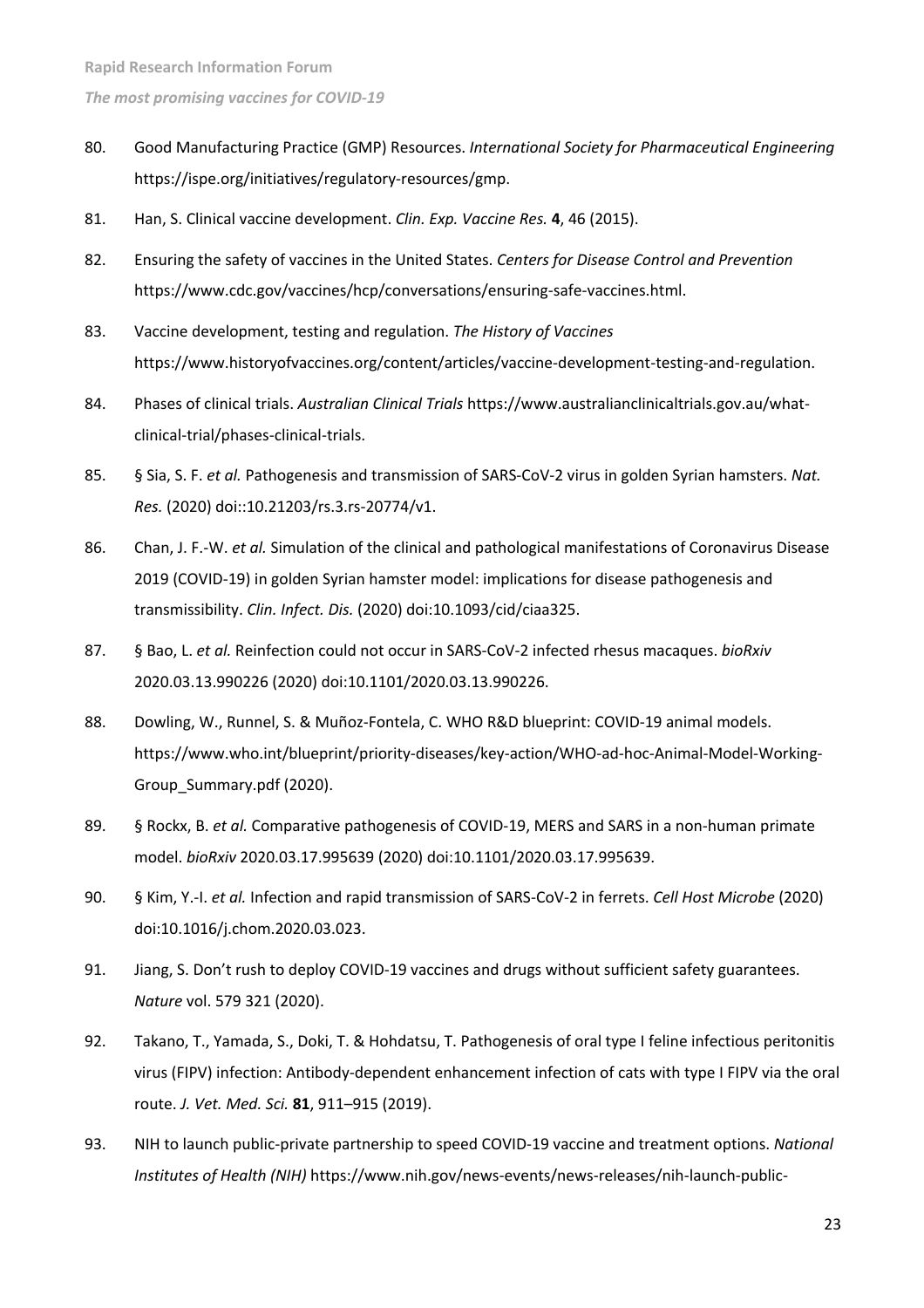80. Good Manufacturing Practice (GMP) Resources. *International Society for Pharmaceutical Engineering* https://ispe.org/initiatives/regulatory-resources/gmp.

81. Han, S. Clinical vaccine development. *Clin. Exp. Vaccine Res.* **4**, 46 (2015).

82. Ensuring the safety of vaccines in the United States. *Centers for Disease Control and Prevention* https://www.cdc.gov/vaccines/hcp/conversations/ensuring-safe-vaccines.html.

83. Vaccine development, testing and regulation. *The History of Vaccines* https://www.historyofvaccines.org/content/articles/vaccine-development-testing-and-regulation.

84. Phases of clinical trials. *Australian Clinical Trials* https://www.australianclinicaltrials.gov.au/what-clinical-trial/phases-clinical-trials.

85. § Sia, S. F. *et al.* Pathogenesis and transmission of SARS-CoV-2 virus in golden Syrian hamsters. *Nat. Res.* (2020) doi::10.21203/rs.3.rs-20774/v1.

86. Chan, J. F.-W. *et al.* Simulation of the clinical and pathological manifestations of Coronavirus Disease 2019 (COVID-19) in golden Syrian hamster model: implications for disease pathogenesis and transmissibility. *Clin. Infect. Dis.* (2020) doi:10.1093/cid/ciaa325.

87. § Bao, L. *et al.* Reinfection could not occur in SARS-CoV-2 infected rhesus macaques. *bioRxiv* 2020.03.13.990226 (2020) doi:10.1101/2020.03.13.990226.

88. Dowling, W., Runnel, S. & Muñoz-Fontela, C. WHO R&D blueprint: COVID-19 animal models. https://www.who.int/blueprint/priority-diseases/key-action/WHO-ad-hoc-Animal-Model-Working-Group_Summary.pdf (2020).

89. § Rockx, B. *et al.* Comparative pathogenesis of COVID-19, MERS and SARS in a non-human primate model. *bioRxiv* 2020.03.17.995639 (2020) doi:10.1101/2020.03.17.995639.

90. § Kim, Y.-I. *et al.* Infection and rapid transmission of SARS-CoV-2 in ferrets. *Cell Host Microbe* (2020) doi:10.1016/j.chom.2020.03.023.

91. Jiang, S. Don't rush to deploy COVID-19 vaccines and drugs without sufficient safety guarantees. *Nature* vol. 579 321 (2020).

92. Takano, T., Yamada, S., Doki, T. & Hohdatsu, T. Pathogenesis of oral type I feline infectious peritonitis virus (FIPV) infection: Antibody-dependent enhancement infection of cats with type I FIPV via the oral route. *J. Vet. Med. Sci.* **81**, 911–915 (2019).

93. NIH to launch public-private partnership to speed COVID-19 vaccine and treatment options. *National Institutes of Health (NIH)* https://www.nih.gov/news-events/news-releases/nih-launch-public-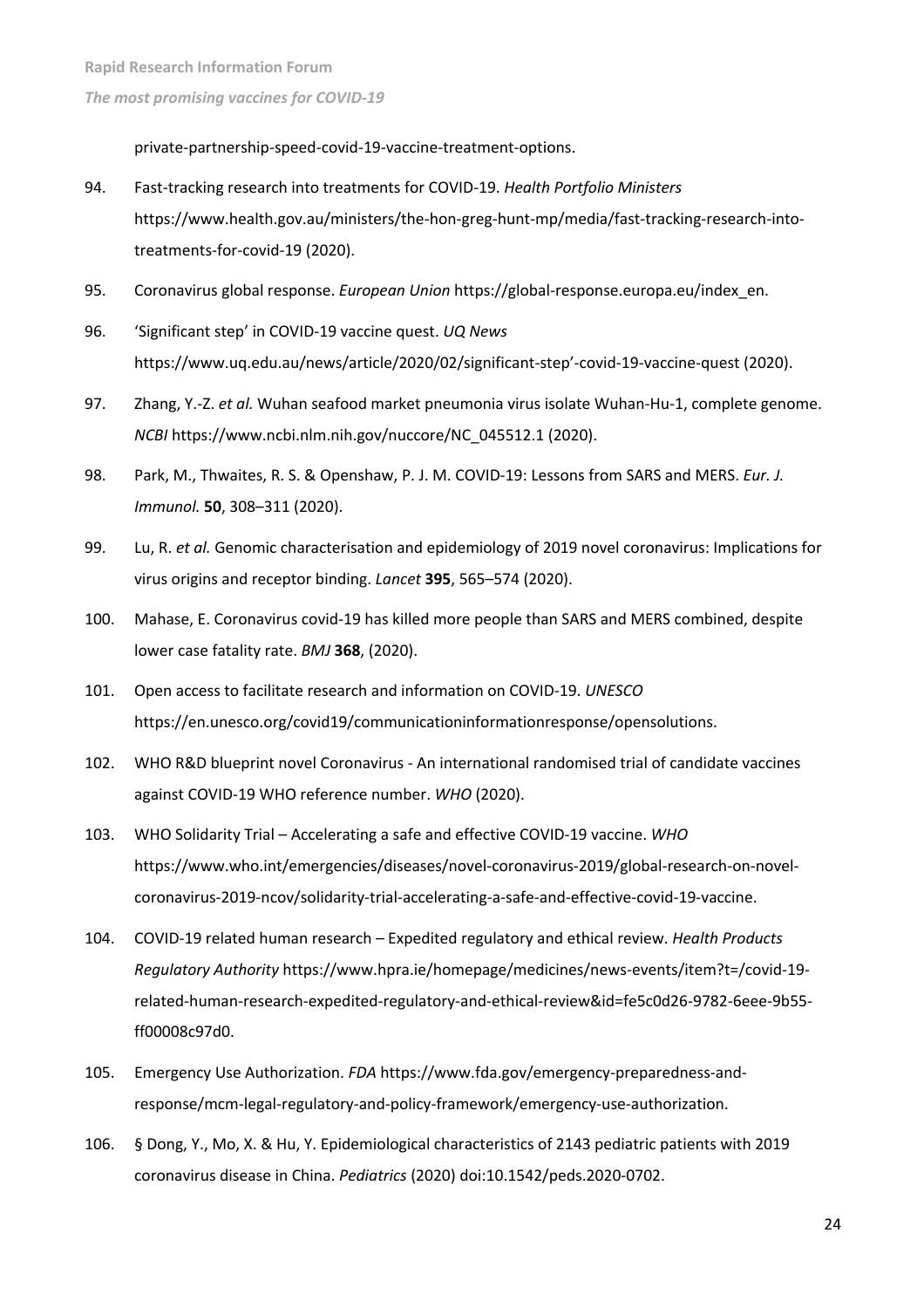private-partnership-speed-covid-19-vaccine-treatment-options.

94. Fast-tracking research into treatments for COVID-19. *Health Portfolio Ministers* https://www.health.gov.au/ministers/the-hon-greg-hunt-mp/media/fast-tracking-research-into-treatments-for-covid-19 (2020).

95. Coronavirus global response. *European Union* https://global-response.europa.eu/index_en.

96. 'Significant step' in COVID-19 vaccine quest. *UQ News* https://www.uq.edu.au/news/article/2020/02/significant-step'-covid-19-vaccine-quest (2020).

97. Zhang, Y.-Z. *et al.* Wuhan seafood market pneumonia virus isolate Wuhan-Hu-1, complete genome. *NCBI* https://www.ncbi.nlm.nih.gov/nuccore/NC_045512.1 (2020).

98. Park, M., Thwaites, R. S. & Openshaw, P. J. M. COVID-19: Lessons from SARS and MERS. *Eur. J. Immunol.* **50**, 308–311 (2020).

99. Lu, R. *et al.* Genomic characterisation and epidemiology of 2019 novel coronavirus: Implications for virus origins and receptor binding. *Lancet* **395**, 565–574 (2020).

100. Mahase, E. Coronavirus covid-19 has killed more people than SARS and MERS combined, despite lower case fatality rate. *BMJ* **368**, (2020).

101. Open access to facilitate research and information on COVID-19. *UNESCO* https://en.unesco.org/covid19/communicationinformationresponse/opensolutions.

102. WHO R&D blueprint novel Coronavirus - An international randomised trial of candidate vaccines against COVID-19 WHO reference number. *WHO* (2020).

103. WHO Solidarity Trial – Accelerating a safe and effective COVID-19 vaccine. *WHO* https://www.who.int/emergencies/diseases/novel-coronavirus-2019/global-research-on-novel-coronavirus-2019-ncov/solidarity-trial-accelerating-a-safe-and-effective-covid-19-vaccine.

104. COVID-19 related human research – Expedited regulatory and ethical review. *Health Products Regulatory Authority* https://www.hpra.ie/homepage/medicines/news-events/item?t=/covid-19-related-human-research-expedited-regulatory-and-ethical-review&id=fe5c0d26-9782-6eee-9b55-ff00008c97d0.

105. Emergency Use Authorization. *FDA* https://www.fda.gov/emergency-preparedness-and-response/mcm-legal-regulatory-and-policy-framework/emergency-use-authorization.

106. § Dong, Y., Mo, X. & Hu, Y. Epidemiological characteristics of 2143 pediatric patients with 2019 coronavirus disease in China. *Pediatrics* (2020) doi:10.1542/peds.2020-0702.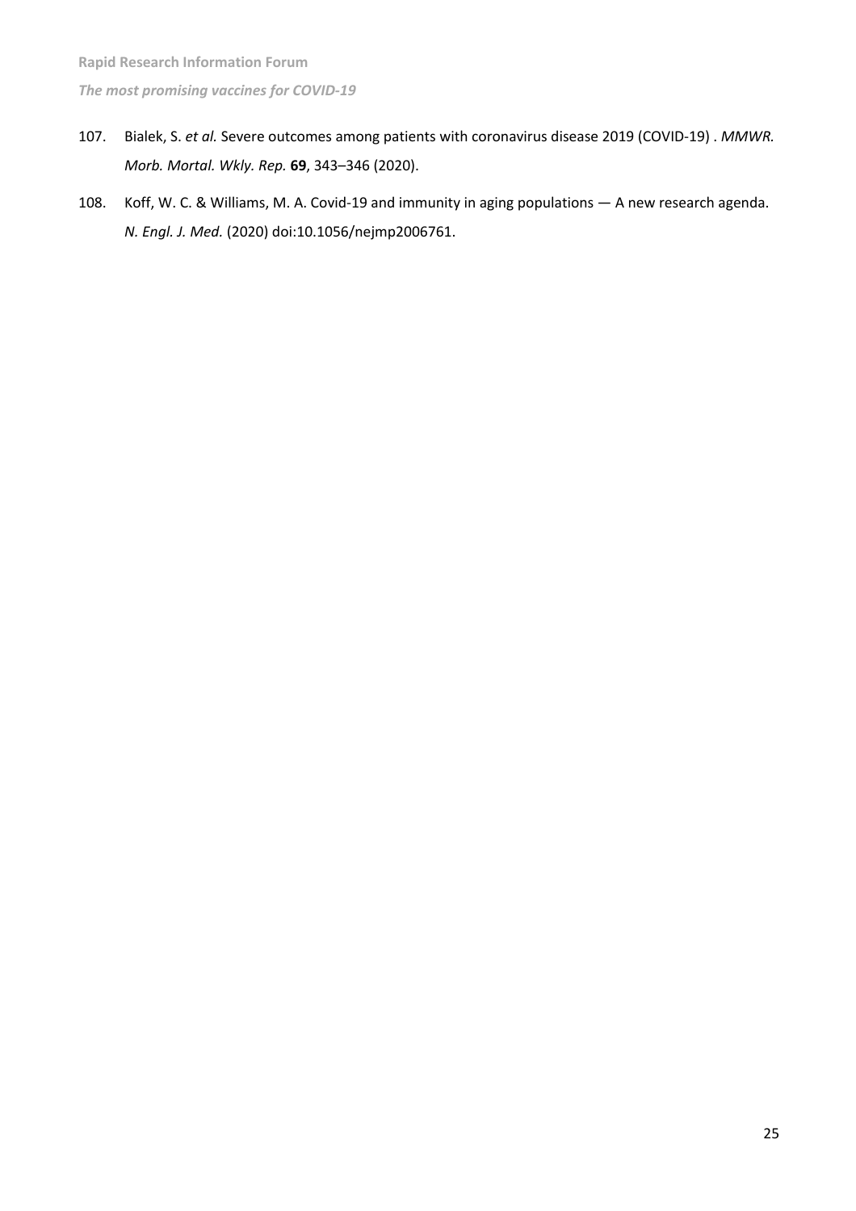107. Bialek, S. *et al.* Severe outcomes among patients with coronavirus disease 2019 (COVID-19) . *MMWR. Morb. Mortal. Wkly. Rep.* **69**, 343–346 (2020).

108. Koff, W. C. & Williams, M. A. Covid-19 and immunity in aging populations — A new research agenda. *N. Engl. J. Med.* (2020) doi:10.1056/nejmp2006761.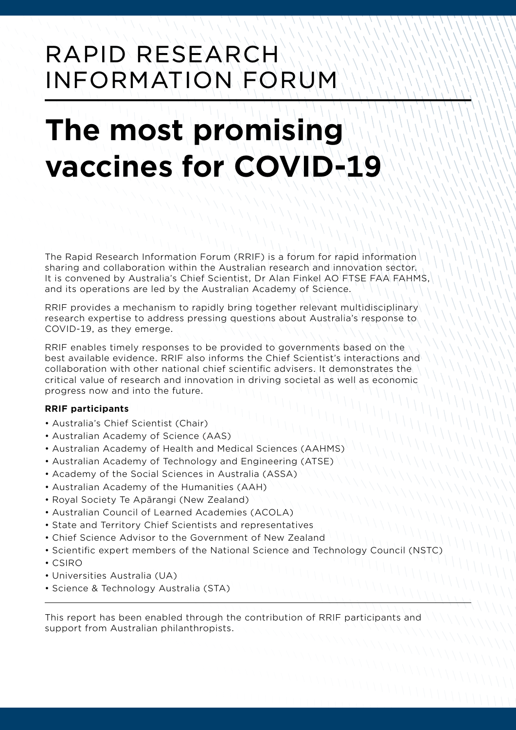# RAPID RESEARCH INFORMATION FORUM

# The most promising vaccines for COVID-19

The Rapid Research Information Forum (RRIF) is a forum for rapid information sharing and collaboration within the Australian research and innovation sector. It is convened by Australia's Chief Scientist, Dr Alan Finkel AO FTSE FAA FAHMS, and its operations are led by the Australian Academy of Science.

RRIF provides a mechanism to rapidly bring together relevant multidisciplinary research expertise to address pressing questions about Australia's response to COVID-19, as they emerge.

RRIF enables timely responses to be provided to governments based on the best available evidence. RRIF also informs the Chief Scientist's interactions and collaboration with other national chief scientific advisers. It demonstrates the critical value of research and innovation in driving societal as well as economic progress now and into the future.

**RRIF participants**

- Australia's Chief Scientist (Chair)
- Australian Academy of Science (AAS)
- Australian Academy of Health and Medical Sciences (AAHMS)
- Australian Academy of Technology and Engineering (ATSE)
- Academy of the Social Sciences in Australia (ASSA)
- Australian Academy of the Humanities (AAH)
- Royal Society Te Apārangi (New Zealand)
- Australian Council of Learned Academies (ACOLA)
- State and Territory Chief Scientists and representatives
- Chief Science Advisor to the Government of New Zealand
- Scientific expert members of the National Science and Technology Council (NSTC)
- CSIRO
- Universities Australia (UA)
- Science & Technology Australia (STA)

---

This report has been enabled through the contribution of RRIF participants and support from Australian philanthropists.